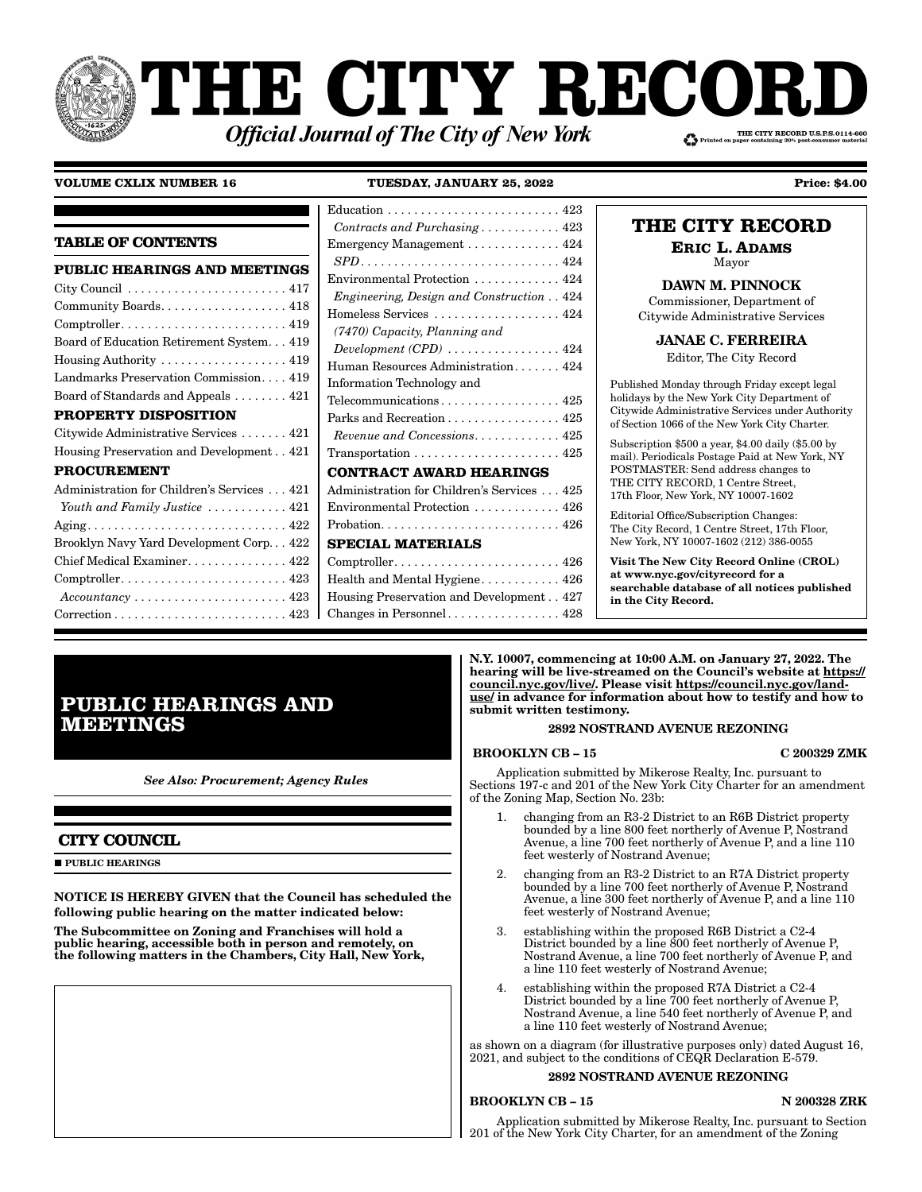# THE CITY RECORD

***Official Journal of The City of New York***

THE CITY RECORD U.S.P.S.0114-660
Printed on paper containing 30% post-consumer material

**VOLUME CXLIX NUMBER 16** **TUESDAY, JANUARY 25, 2022** **Price: $4.00**

## TABLE OF CONTENTS

**PUBLIC HEARINGS AND MEETINGS**

City Council . . . . . . . . . . . . . . . . . . . . . . . . 417
Community Boards . . . . . . . . . . . . . . . . . . . 418
Comptroller . . . . . . . . . . . . . . . . . . . . . . . . . 419
Board of Education Retirement System . . . 419
Housing Authority . . . . . . . . . . . . . . . . . . . 419
Landmarks Preservation Commission . . . . 419
Board of Standards and Appeals . . . . . . . . 421

**PROPERTY DISPOSITION**

Citywide Administrative Services . . . . . . . 421
Housing Preservation and Development . . 421

**PROCUREMENT**

Administration for Children's Services . . . 421
*Youth and Family Justice* . . . . . . . . . . . . 421
Aging . . . . . . . . . . . . . . . . . . . . . . . . . . . . . . 422
Brooklyn Navy Yard Development Corp. . . 422
Chief Medical Examiner . . . . . . . . . . . . . . . 422
Comptroller . . . . . . . . . . . . . . . . . . . . . . . . . 423
*Accountancy* . . . . . . . . . . . . . . . . . . . . . . . 423
Correction . . . . . . . . . . . . . . . . . . . . . . . . . . 423
Education . . . . . . . . . . . . . . . . . . . . . . . . . . 423
*Contracts and Purchasing* . . . . . . . . . . . . 423
Emergency Management . . . . . . . . . . . . . 424
*SPD* . . . . . . . . . . . . . . . . . . . . . . . . . . . . . . 424
Environmental Protection . . . . . . . . . . . . . 424
*Engineering, Design and Construction* . . 424
Homeless Services . . . . . . . . . . . . . . . . . . . 424
*(7470) Capacity, Planning and Development (CPD)* . . . . . . . . . . . . . . . . . 424
Human Resources Administration . . . . . . . 424
Information Technology and Telecommunications . . . . . . . . . . . . . . . . . . 425
Parks and Recreation . . . . . . . . . . . . . . . . . 425
*Revenue and Concessions* . . . . . . . . . . . . . 425
Transportation . . . . . . . . . . . . . . . . . . . . . . 425

**CONTRACT AWARD HEARINGS**

Administration for Children's Services . . . 425
Environmental Protection . . . . . . . . . . . . . 426
Probation . . . . . . . . . . . . . . . . . . . . . . . . . . . 426

**SPECIAL MATERIALS**

Comptroller . . . . . . . . . . . . . . . . . . . . . . . . . 426
Health and Mental Hygiene . . . . . . . . . . . . 426
Housing Preservation and Development . . 427
Changes in Personnel . . . . . . . . . . . . . . . . . 428

**THE CITY RECORD**

**ERIC L. ADAMS**
Mayor

**DAWN M. PINNOCK**
Commissioner, Department of Citywide Administrative Services

**JANAE C. FERREIRA**
Editor, The City Record

Published Monday through Friday except legal holidays by the New York City Department of Citywide Administrative Services under Authority of Section 1066 of the New York City Charter.

Subscription $500 a year, $4.00 daily ($5.00 by mail). Periodicals Postage Paid at New York, NY POSTMASTER: Send address changes to THE CITY RECORD, 1 Centre Street, 17th Floor, New York, NY 10007-1602

Editorial Office/Subscription Changes: The City Record, 1 Centre Street, 17th Floor, New York, NY 10007-1602 (212) 386-0055

**Visit The New City Record Online (CROL) at www.nyc.gov/cityrecord for a searchable database of all notices published in the City Record.**

# PUBLIC HEARINGS AND MEETINGS

***See Also: Procurement; Agency Rules***

## CITY COUNCIL

■ **PUBLIC HEARINGS**

**NOTICE IS HEREBY GIVEN that the Council has scheduled the following public hearing on the matter indicated below:**

**The Subcommittee on Zoning and Franchises will hold a public hearing, accessible both in person and remotely, on the following matters in the Chambers, City Hall, New York, N.Y. 10007, commencing at 10:00 A.M. on January 27, 2022. The hearing will be live-streamed on the Council's website at https://council.nyc.gov/live/. Please visit https://council.nyc.gov/land-use/ in advance for information about how to testify and how to submit written testimony.**

**2892 NOSTRAND AVENUE REZONING**

**BROOKLYN CB – 15** **C 200329 ZMK**

Application submitted by Mikerose Realty, Inc. pursuant to Sections 197-c and 201 of the New York City Charter for an amendment of the Zoning Map, Section No. 23b:

1. changing from an R3-2 District to an R6B District property bounded by a line 800 feet northerly of Avenue P, Nostrand Avenue, a line 700 feet northerly of Avenue P, and a line 110 feet westerly of Nostrand Avenue;
2. changing from an R3-2 District to an R7A District property bounded by a line 700 feet northerly of Avenue P, Nostrand Avenue, a line 300 feet northerly of Avenue P, and a line 110 feet westerly of Nostrand Avenue;
3. establishing within the proposed R6B District a C2-4 District bounded by a line 800 feet northerly of Avenue P, Nostrand Avenue, a line 700 feet northerly of Avenue P, and a line 110 feet westerly of Nostrand Avenue;
4. establishing within the proposed R7A District a C2-4 District bounded by a line 700 feet northerly of Avenue P, Nostrand Avenue, a line 540 feet northerly of Avenue P, and a line 110 feet westerly of Nostrand Avenue;

as shown on a diagram (for illustrative purposes only) dated August 16, 2021, and subject to the conditions of CEQR Declaration E-579.

**2892 NOSTRAND AVENUE REZONING**

**BROOKLYN CB – 15** **N 200328 ZRK**

Application submitted by Mikerose Realty, Inc. pursuant to Section 201 of the New York City Charter, for an amendment of the Zoning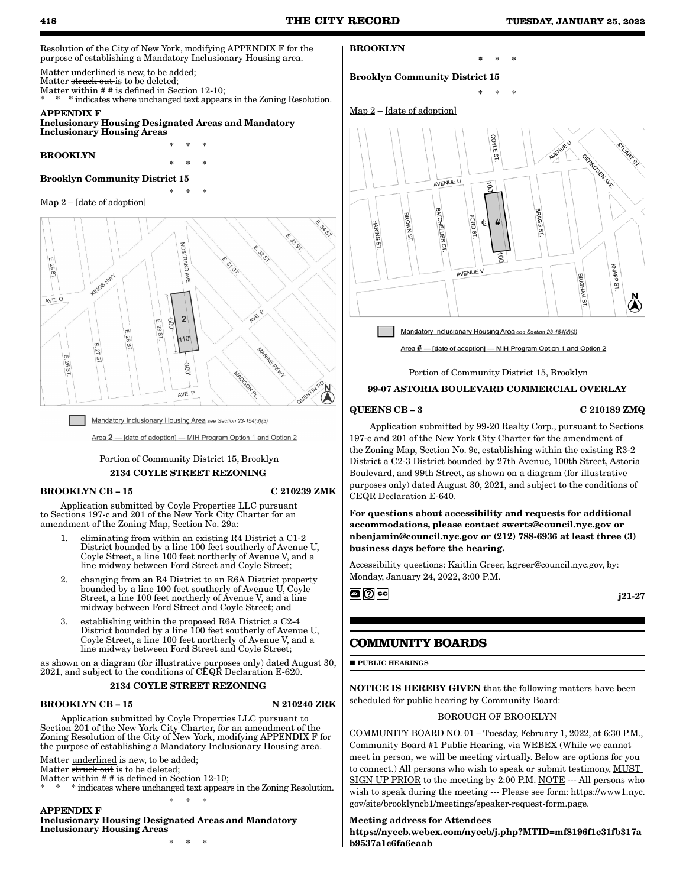Resolution of the City of New York, modifying APPENDIX F for the purpose of establishing a Mandatory Inclusionary Housing area.

Matter underlined is new, to be added;
Matter ~~struck out~~ is to be deleted;
Matter within # # is defined in Section 12-10;
\* \* \* indicates where unchanged text appears in the Zoning Resolution.

**APPENDIX F**
**Inclusionary Housing Designated Areas and Mandatory Inclusionary Housing Areas**

\* \* \*

**BROOKLYN**

\* \* \*

**Brooklyn Community District 15**

\* \* \*

Map 2 – [date of adoption]

Mandatory Inclusionary Housing Area see Section 23-154(d)(3)

Area 2 — [date of adoption] — MIH Program Option 1 and Option 2

Portion of Community District 15, Brooklyn

**2134 COYLE STREET REZONING**

**BROOKLYN CB – 15** **C 210239 ZMK**

Application submitted by Coyle Properties LLC pursuant to Sections 197-c and 201 of the New York City Charter for an amendment of the Zoning Map, Section No. 29a:

1. eliminating from within an existing R4 District a C1-2 District bounded by a line 100 feet southerly of Avenue U, Coyle Street, a line 100 feet northerly of Avenue V, and a line midway between Ford Street and Coyle Street;
2. changing from an R4 District to an R6A District property bounded by a line 100 feet southerly of Avenue U, Coyle Street, a line 100 feet northerly of Avenue V, and a line midway between Ford Street and Coyle Street; and
3. establishing within the proposed R6A District a C2-4 District bounded by a line 100 feet southerly of Avenue U, Coyle Street, a line 100 feet northerly of Avenue V, and a line midway between Ford Street and Coyle Street;

as shown on a diagram (for illustrative purposes only) dated August 30, 2021, and subject to the conditions of CEQR Declaration E-620.

**2134 COYLE STREET REZONING**

**BROOKLYN CB – 15** **N 210240 ZRK**

Application submitted by Coyle Properties LLC pursuant to Section 201 of the New York City Charter, for an amendment of the Zoning Resolution of the City of New York, modifying APPENDIX F for the purpose of establishing a Mandatory Inclusionary Housing area.

Matter underlined is new, to be added;
Matter ~~struck out~~ is to be deleted;
Matter within # # is defined in Section 12-10;
\* \* \* indicates where unchanged text appears in the Zoning Resolution.

\* \* \*

**APPENDIX F**
**Inclusionary Housing Designated Areas and Mandatory Inclusionary Housing Areas**

\* \* \*

**BROOKLYN**

\* \* \*

**Brooklyn Community District 15**

\* \* \*

Map 2 – [date of adoption]

Mandatory Inclusionary Housing Area see Section 23-154(d)(3)

Area # — [date of adoption] — MIH Program Option 1 and Option 2

Portion of Community District 15, Brooklyn

**99-07 ASTORIA BOULEVARD COMMERCIAL OVERLAY**

**QUEENS CB – 3** **C 210189 ZMQ**

Application submitted by 99-20 Realty Corp., pursuant to Sections 197-c and 201 of the New York City Charter for the amendment of the Zoning Map, Section No. 9c, establishing within the existing R3-2 District a C2-3 District bounded by 27th Avenue, 100th Street, Astoria Boulevard, and 99th Street, as shown on a diagram (for illustrative purposes only) dated August 30, 2021, and subject to the conditions of CEQR Declaration E-640.

**For questions about accessibility and requests for additional accommodations, please contact swerts@council.nyc.gov or nbenjamin@council.nyc.gov or (212) 788-6936 at least three (3) business days before the hearing.**

Accessibility questions: Kaitlin Greer, kgreer@council.nyc.gov, by: Monday, January 24, 2022, 3:00 P.M.

j21-27

## COMMUNITY BOARDS

**PUBLIC HEARINGS**

**NOTICE IS HEREBY GIVEN** that the following matters have been scheduled for public hearing by Community Board:

BOROUGH OF BROOKLYN

COMMUNITY BOARD NO. 01 – Tuesday, February 1, 2022, at 6:30 P.M., Community Board #1 Public Hearing, via WEBEX (While we cannot meet in person, we will be meeting virtually. Below are options for you to connect.) All persons who wish to speak or submit testimony, MUST SIGN UP PRIOR to the meeting by 2:00 P.M. NOTE --- All persons who wish to speak during the meeting --- Please see form: https://www1.nyc.gov/site/brooklyncb1/meetings/speaker-request-form.page.

**Meeting address for Attendees**
**https://nyccb.webex.com/nyccb/j.php?MTID=mf8196f1c31fb317ab9537a1c6fa6eaab**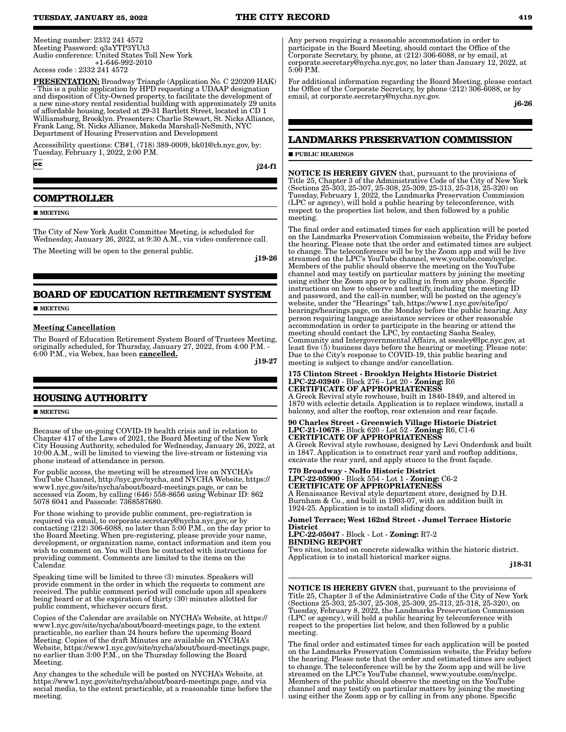Meeting number: 2332 241 4572
Meeting Password: q3aYTP3YUt3
Audio conference: United States Toll New York
+1-646-992-2010
Access code : 2332 241 4572

**PRESENTATION:** Broadway Triangle (Application No. C 220209 HAK) - This is a public application by HPD requesting a UDAAP designation and disposition of City-Owned property, to facilitate the development of a new nine-story rental residential building with approximately 29 units of affordable housing, located at 29-31 Bartlett Street, located in CD 1 Williamsburg, Brooklyn. Presenters: Charlie Stewart, St. Nicks Alliance, Frank Lang, St. Nicks Alliance, Makeda Marshall-NeSmith, NYC Department of Housing Preservation and Development

Accessibility questions: CB#1, (718) 389-0009, bk01@cb.nyc.gov, by: Tuesday, February 1, 2022, 2:00 P.M.

cc

j24-f1

## COMPTROLLER

■ **MEETING**

The City of New York Audit Committee Meeting, is scheduled for Wednesday, January 26, 2022, at 9:30 A.M., via video conference call.

The Meeting will be open to the general public.

j19-26

## BOARD OF EDUCATION RETIREMENT SYSTEM

■ **MEETING**

**Meeting Cancellation**

The Board of Education Retirement System Board of Trustees Meeting, originally scheduled, for Thursday, January 27, 2022, from 4:00 P.M. - 6:00 P.M., via Webex, has been **cancelled.**

j19-27

## HOUSING AUTHORITY

■ **MEETING**

Because of the on-going COVID-19 health crisis and in relation to Chapter 417 of the Laws of 2021, the Board Meeting of the New York City Housing Authority, scheduled for Wednesday, January 26, 2022, at 10:00 A.M., will be limited to viewing the live-stream or listening via phone instead of attendance in person.

For public access, the meeting will be streamed live on NYCHA's YouTube Channel, http://nyc.gov/nycha, and NYCHA Website, https://www1.nyc.gov/site/nycha/about/board-meetings.page, or can be accessed via Zoom, by calling (646) 558-8656 using Webinar ID: 862 5078 6041 and Passcode: 7368587680.

For those wishing to provide public comment, pre-registration is required via email, to corporate.secretary@nycha.nyc.gov, or by contacting (212) 306-6088, no later than 5:00 P.M., on the day prior to the Board Meeting. When pre-registering, please provide your name, development, or organization name, contact information and item you wish to comment on. You will then be contacted with instructions for providing comment. Comments are limited to the items on the Calendar.

Speaking time will be limited to three (3) minutes. Speakers will provide comment in the order in which the requests to comment are received. The public comment period will conclude upon all speakers being heard or at the expiration of thirty (30) minutes allotted for public comment, whichever occurs first.

Copies of the Calendar are available on NYCHA's Website, at https://www1.nyc.gov/site/nycha/about/board-meetings.page, to the extent practicable, no earlier than 24 hours before the upcoming Board Meeting. Copies of the draft Minutes are available on NYCHA's Website, https://www1.nyc.gov/site/nycha/about/board-meetings.page, no earlier than 3:00 P.M., on the Thursday following the Board Meeting.

Any changes to the schedule will be posted on NYCHA's Website, at https://www1.nyc.gov/site/nycha/about/board-meetings.page, and via social media, to the extent practicable, at a reasonable time before the meeting.

Any person requiring a reasonable accommodation in order to participate in the Board Meeting, should contact the Office of the Corporate Secretary, by phone, at (212) 306-6088, or by email, at corporate.secretary@nycha.nyc.gov, no later than January 12, 2022, at 5:00 P.M.

For additional information regarding the Board Meeting, please contact the Office of the Corporate Secretary, by phone (212) 306-6088, or by email, at corporate.secretary@nycha.nyc.gov.

j6-26

## LANDMARKS PRESERVATION COMMISSION

■ **PUBLIC HEARINGS**

**NOTICE IS HEREBY GIVEN** that, pursuant to the provisions of Title 25, Chapter 3 of the Administrative Code of the City of New York (Sections 25-303, 25-307, 25-308, 25-309, 25-313, 25-318, 25-320) on Tuesday, February 1, 2022, the Landmarks Preservation Commission (LPC or agency), will hold a public hearing by teleconference, with respect to the properties list below, and then followed by a public meeting.

The final order and estimated times for each application will be posted on the Landmarks Preservation Commission website, the Friday before the hearing. Please note that the order and estimated times are subject to change. The teleconference will be by the Zoom app and will be live streamed on the LPC's YouTube channel, www.youtube.com/nyclpc. Members of the public should observe the meeting on the YouTube channel and may testify on particular matters by joining the meeting using either the Zoom app or by calling in from any phone. Specific instructions on how to observe and testify, including the meeting ID and password, and the call-in number, will be posted on the agency's website, under the "Hearings" tab, https://www1.nyc.gov/site/lpc/hearings/hearings.page, on the Monday before the public hearing. Any person requiring language assistance services or other reasonable accommodation in order to participate in the hearing or attend the meeting should contact the LPC, by contacting Sasha Sealey, Community and Intergovernmental Affairs, at ssealey@lpc.nyc.gov, at least five (5) business days before the hearing or meeting. Please note: Due to the City's response to COVID-19, this public hearing and meeting is subject to change and/or cancellation.

**175 Clinton Street - Brooklyn Heights Historic District**
**LPC-22-03940** - Block 276 - Lot 20 - **Zoning:** R6
**CERTIFICATE OF APPROPRIATENESS**
A Greek Revival style rowhouse, built in 1840-1849, and altered in 1870 with eclectic details. Application is to replace windows, install a balcony, and alter the rooftop, rear extension and rear façade.

**90 Charles Street - Greenwich Village Historic District**
**LPC-21-10678** - Block 620 - Lot 52 - **Zoning:** R6, C1-6
**CERTIFICATE OF APPROPRIATENESS**
A Greek Revival style rowhouse, designed by Levi Onderdonk and built in 1847. Application is to construct rear yard and rooftop additions, excavate the rear yard, and apply stucco to the front façade.

**770 Broadway - NoHo Historic District**
**LPC-22-05900** - Block 554 - Lot 1 - **Zoning:** C6-2
**CERTIFICATE OF APPROPRIATENESS**
A Renaissance Revival style department store, designed by D.H. Burnham & Co., and built in 1903-07, with an addition built in 1924-25. Application is to install sliding doors.

**Jumel Terrace; West 162nd Street - Jumel Terrace Historic District**
**LPC-22-05047** - Block - Lot - **Zoning:** R7-2
**BINDING REPORT**
Two sites, located on concrete sidewalks within the historic district. Application is to install historical marker signs.

j18-31

**NOTICE IS HEREBY GIVEN** that, pursuant to the provisions of Title 25, Chapter 3 of the Administrative Code of the City of New York (Sections 25-303, 25-307, 25-308, 25-309, 25-313, 25-318, 25-320), on Tuesday, February 8, 2022, the Landmarks Preservation Commission (LPC or agency), will hold a public hearing by teleconference with respect to the properties list below, and then followed by a public meeting.

The final order and estimated times for each application will be posted on the Landmarks Preservation Commission website, the Friday before the hearing. Please note that the order and estimated times are subject to change. The teleconference will be by the Zoom app and will be live streamed on the LPC's YouTube channel, www.youtube.com/nyclpc. Members of the public should observe the meeting on the YouTube channel and may testify on particular matters by joining the meeting using either the Zoom app or by calling in from any phone. Specific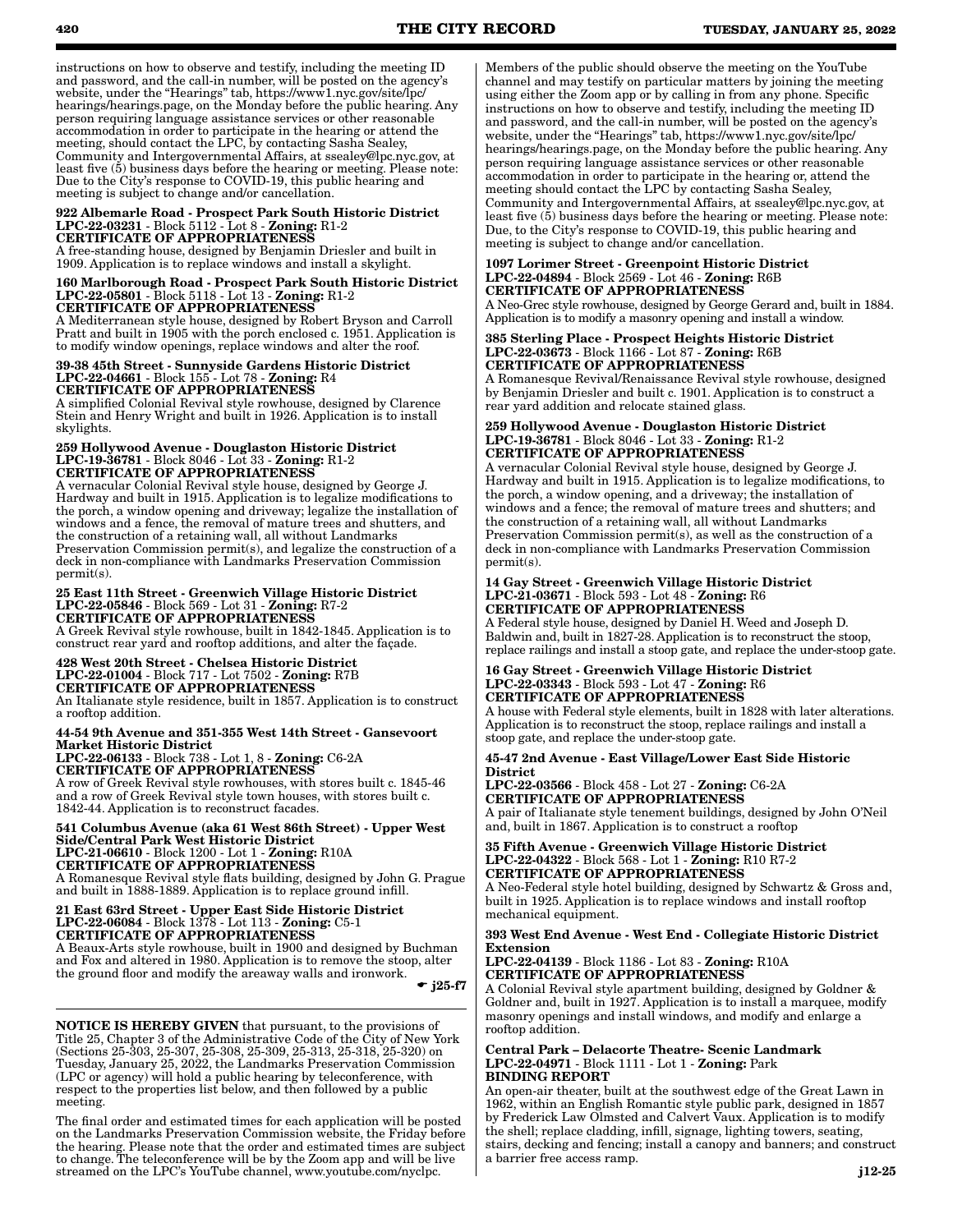instructions on how to observe and testify, including the meeting ID and password, and the call-in number, will be posted on the agency's website, under the "Hearings" tab, https://www1.nyc.gov/site/lpc/hearings/hearings.page, on the Monday before the public hearing. Any person requiring language assistance services or other reasonable accommodation in order to participate in the hearing or attend the meeting, should contact the LPC, by contacting Sasha Sealey, Community and Intergovernmental Affairs, at ssealey@lpc.nyc.gov, at least five (5) business days before the hearing or meeting. Please note: Due to the City's response to COVID-19, this public hearing and meeting is subject to change and/or cancellation.

**922 Albemarle Road - Prospect Park South Historic District**
**LPC-22-03231** - Block 5112 - Lot 8 - **Zoning:** R1-2
**CERTIFICATE OF APPROPRIATENESS**
A free-standing house, designed by Benjamin Driesler and built in 1909. Application is to replace windows and install a skylight.

**160 Marlborough Road - Prospect Park South Historic District**
**LPC-22-05801** - Block 5118 - Lot 13 - **Zoning:** R1-2
**CERTIFICATE OF APPROPRIATENESS**
A Mediterranean style house, designed by Robert Bryson and Carroll Pratt and built in 1905 with the porch enclosed c. 1951. Application is to modify window openings, replace windows and alter the roof.

**39-38 45th Street - Sunnyside Gardens Historic District**
**LPC-22-04661** - Block 155 - Lot 78 - **Zoning:** R4
**CERTIFICATE OF APPROPRIATENESS**
A simplified Colonial Revival style rowhouse, designed by Clarence Stein and Henry Wright and built in 1926. Application is to install skylights.

**259 Hollywood Avenue - Douglaston Historic District**
**LPC-19-36781** - Block 8046 - Lot 33 - **Zoning:** R1-2
**CERTIFICATE OF APPROPRIATENESS**
A vernacular Colonial Revival style house, designed by George J. Hardway and built in 1915. Application is to legalize modifications to the porch, a window opening and driveway; legalize the installation of windows and a fence, the removal of mature trees and shutters, and the construction of a retaining wall, all without Landmarks Preservation Commission permit(s), and legalize the construction of a deck in non-compliance with Landmarks Preservation Commission permit(s).

**25 East 11th Street - Greenwich Village Historic District**
**LPC-22-05846** - Block 569 - Lot 31 - **Zoning:** R7-2
**CERTIFICATE OF APPROPRIATENESS**
A Greek Revival style rowhouse, built in 1842-1845. Application is to construct rear yard and rooftop additions, and alter the façade.

**428 West 20th Street - Chelsea Historic District**
**LPC-22-01004** - Block 717 - Lot 7502 - **Zoning:** R7B
**CERTIFICATE OF APPROPRIATENESS**
An Italianate style residence, built in 1857. Application is to construct a rooftop addition.

**44-54 9th Avenue and 351-355 West 14th Street - Gansevoort Market Historic District**
**LPC-22-06133** - Block 738 - Lot 1, 8 - **Zoning:** C6-2A
**CERTIFICATE OF APPROPRIATENESS**
A row of Greek Revival style rowhouses, with stores built c. 1845-46 and a row of Greek Revival style town houses, with stores built c. 1842-44. Application is to reconstruct facades.

**541 Columbus Avenue (aka 61 West 86th Street) - Upper West Side/Central Park West Historic District**
**LPC-21-06610** - Block 1200 - Lot 1 - **Zoning:** R10A
**CERTIFICATE OF APPROPRIATENESS**
A Romanesque Revival style flats building, designed by John G. Prague and built in 1888-1889. Application is to replace ground infill.

**21 East 63rd Street - Upper East Side Historic District**
**LPC-22-06084** - Block 1378 - Lot 113 - **Zoning:** C5-1
**CERTIFICATE OF APPROPRIATENESS**
A Beaux-Arts style rowhouse, built in 1900 and designed by Buchman and Fox and altered in 1980. Application is to remove the stoop, alter the ground floor and modify the areaway walls and ironwork.

☛ **j25-f7**

---

**NOTICE IS HEREBY GIVEN** that pursuant, to the provisions of Title 25, Chapter 3 of the Administrative Code of the City of New York (Sections 25-303, 25-307, 25-308, 25-309, 25-313, 25-318, 25-320) on Tuesday, January 25, 2022, the Landmarks Preservation Commission (LPC or agency) will hold a public hearing by teleconference, with respect to the properties list below, and then followed by a public meeting.

The final order and estimated times for each application will be posted on the Landmarks Preservation Commission website, the Friday before the hearing. Please note that the order and estimated times are subject to change. The teleconference will be by the Zoom app and will be live streamed on the LPC's YouTube channel, www.youtube.com/nyclpc. Members of the public should observe the meeting on the YouTube channel and may testify on particular matters by joining the meeting using either the Zoom app or by calling in from any phone. Specific instructions on how to observe and testify, including the meeting ID and password, and the call-in number, will be posted on the agency's website, under the "Hearings" tab, https://www1.nyc.gov/site/lpc/hearings/hearings.page, on the Monday before the public hearing. Any person requiring language assistance services or other reasonable accommodation in order to participate in the hearing or, attend the meeting should contact the LPC by contacting Sasha Sealey, Community and Intergovernmental Affairs, at ssealey@lpc.nyc.gov, at least five (5) business days before the hearing or meeting. Please note: Due, to the City's response to COVID-19, this public hearing and meeting is subject to change and/or cancellation.

**1097 Lorimer Street - Greenpoint Historic District**
**LPC-22-04894** - Block 2569 - Lot 46 - **Zoning:** R6B
**CERTIFICATE OF APPROPRIATENESS**
A Neo-Grec style rowhouse, designed by George Gerard and, built in 1884. Application is to modify a masonry opening and install a window.

**385 Sterling Place - Prospect Heights Historic District**
**LPC-22-03673** - Block 1166 - Lot 87 - **Zoning:** R6B
**CERTIFICATE OF APPROPRIATENESS**
A Romanesque Revival/Renaissance Revival style rowhouse, designed by Benjamin Driesler and built c. 1901. Application is to construct a rear yard addition and relocate stained glass.

**259 Hollywood Avenue - Douglaston Historic District**
**LPC-19-36781** - Block 8046 - Lot 33 - **Zoning:** R1-2
**CERTIFICATE OF APPROPRIATENESS**
A vernacular Colonial Revival style house, designed by George J. Hardway and built in 1915. Application is to legalize modifications, to the porch, a window opening, and a driveway; the installation of windows and a fence; the removal of mature trees and shutters; and the construction of a retaining wall, all without Landmarks Preservation Commission permit(s), as well as the construction of a deck in non-compliance with Landmarks Preservation Commission permit(s).

**14 Gay Street - Greenwich Village Historic District**
**LPC-21-03671** - Block 593 - Lot 48 - **Zoning:** R6
**CERTIFICATE OF APPROPRIATENESS**
A Federal style house, designed by Daniel H. Weed and Joseph D. Baldwin and, built in 1827-28. Application is to reconstruct the stoop, replace railings and install a stoop gate, and replace the under-stoop gate.

**16 Gay Street - Greenwich Village Historic District**
**LPC-22-03343** - Block 593 - Lot 47 - **Zoning:** R6
**CERTIFICATE OF APPROPRIATENESS**
A house with Federal style elements, built in 1828 with later alterations. Application is to reconstruct the stoop, replace railings and install a stoop gate, and replace the under-stoop gate.

**45-47 2nd Avenue - East Village/Lower East Side Historic District**
**LPC-22-03566** - Block 458 - Lot 27 - **Zoning:** C6-2A
**CERTIFICATE OF APPROPRIATENESS**
A pair of Italianate style tenement buildings, designed by John O'Neil and, built in 1867. Application is to construct a rooftop

**35 Fifth Avenue - Greenwich Village Historic District**
**LPC-22-04322** - Block 568 - Lot 1 - **Zoning:** R10 R7-2
**CERTIFICATE OF APPROPRIATENESS**
A Neo-Federal style hotel building, designed by Schwartz & Gross and, built in 1925. Application is to replace windows and install rooftop mechanical equipment.

**393 West End Avenue - West End - Collegiate Historic District Extension**
**LPC-22-04139** - Block 1186 - Lot 83 - **Zoning:** R10A
**CERTIFICATE OF APPROPRIATENESS**
A Colonial Revival style apartment building, designed by Goldner & Goldner and, built in 1927. Application is to install a marquee, modify masonry openings and install windows, and modify and enlarge a rooftop addition.

**Central Park – Delacorte Theatre- Scenic Landmark**
**LPC-22-04971** - Block 1111 - Lot 1 - **Zoning:** Park
**BINDING REPORT**
An open-air theater, built at the southwest edge of the Great Lawn in 1962, within an English Romantic style public park, designed in 1857 by Frederick Law Olmsted and Calvert Vaux. Application is to modify the shell; replace cladding, infill, signage, lighting towers, seating, stairs, decking and fencing; install a canopy and banners; and construct a barrier free access ramp.

**j12-25**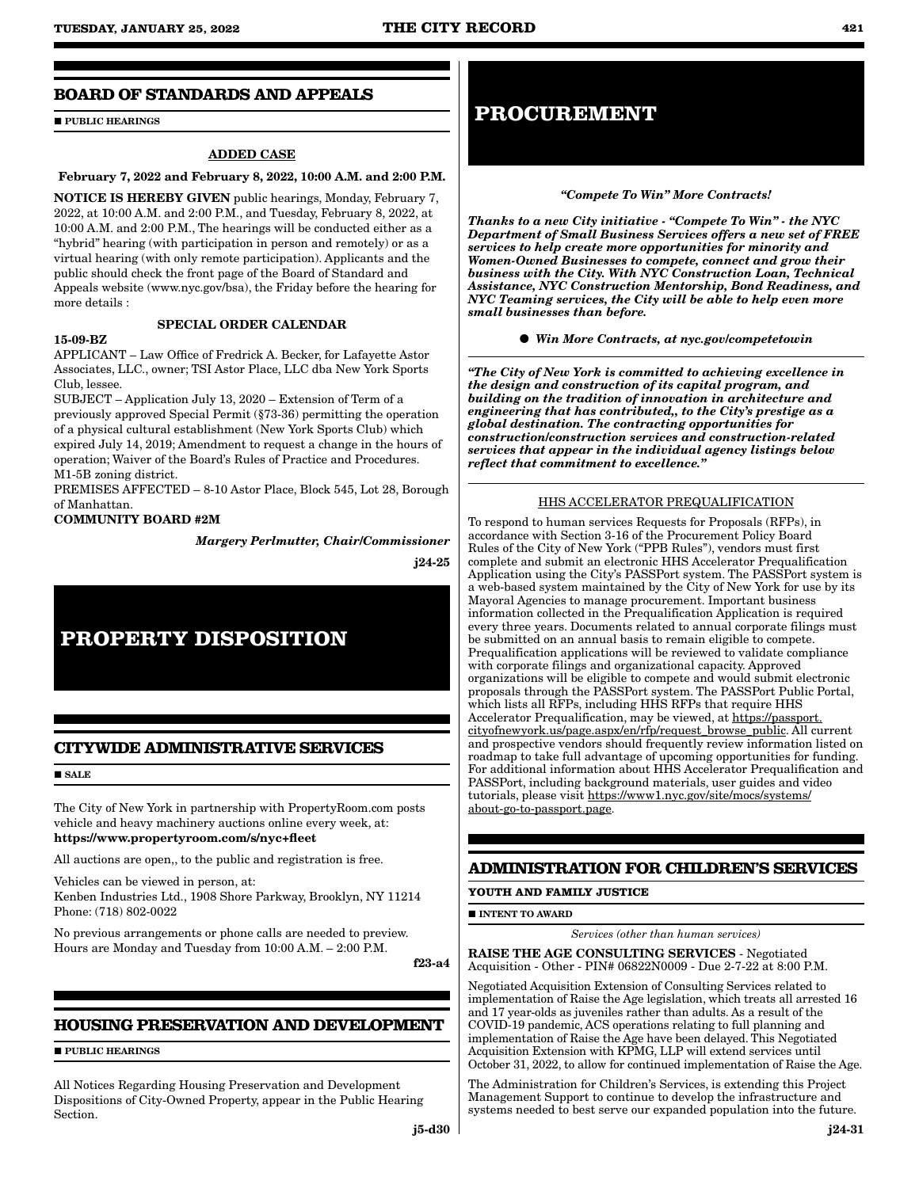## BOARD OF STANDARDS AND APPEALS

■ PUBLIC HEARINGS

ADDED CASE

**February 7, 2022 and February 8, 2022, 10:00 A.M. and 2:00 P.M.**

**NOTICE IS HEREBY GIVEN** public hearings, Monday, February 7, 2022, at 10:00 A.M. and 2:00 P.M., and Tuesday, February 8, 2022, at 10:00 A.M. and 2:00 P.M., The hearings will be conducted either as a "hybrid" hearing (with participation in person and remotely) or as a virtual hearing (with only remote participation). Applicants and the public should check the front page of the Board of Standard and Appeals website (www.nyc.gov/bsa), the Friday before the hearing for more details :

**SPECIAL ORDER CALENDAR**

**15-09-BZ**

APPLICANT – Law Office of Fredrick A. Becker, for Lafayette Astor Associates, LLC., owner; TSI Astor Place, LLC dba New York Sports Club, lessee.

SUBJECT – Application July 13, 2020 – Extension of Term of a previously approved Special Permit (§73-36) permitting the operation of a physical cultural establishment (New York Sports Club) which expired July 14, 2019; Amendment to request a change in the hours of operation; Waiver of the Board's Rules of Practice and Procedures. M1-5B zoning district.

PREMISES AFFECTED – 8-10 Astor Place, Block 545, Lot 28, Borough of Manhattan.

**COMMUNITY BOARD #2M**

***Margery Perlmutter, Chair/Commissioner***

**j24-25**

# PROPERTY DISPOSITION

## CITYWIDE ADMINISTRATIVE SERVICES

■ SALE

The City of New York in partnership with PropertyRoom.com posts vehicle and heavy machinery auctions online every week, at: **https://www.propertyroom.com/s/nyc+fleet**

All auctions are open,, to the public and registration is free.

Vehicles can be viewed in person, at:
Kenben Industries Ltd., 1908 Shore Parkway, Brooklyn, NY 11214
Phone: (718) 802-0022

No previous arrangements or phone calls are needed to preview. Hours are Monday and Tuesday from 10:00 A.M. – 2:00 P.M.

**f23-a4**

## HOUSING PRESERVATION AND DEVELOPMENT

■ PUBLIC HEARINGS

All Notices Regarding Housing Preservation and Development Dispositions of City-Owned Property, appear in the Public Hearing Section.

**j5-d30**

# PROCUREMENT

***"Compete To Win" More Contracts!***

***Thanks to a new City initiative - "Compete To Win" - the NYC Department of Small Business Services offers a new set of FREE services to help create more opportunities for minority and Women-Owned Businesses to compete, connect and grow their business with the City. With NYC Construction Loan, Technical Assistance, NYC Construction Mentorship, Bond Readiness, and NYC Teaming services, the City will be able to help even more small businesses than before.***

- ***Win More Contracts, at nyc.gov/competetowin***

***"The City of New York is committed to achieving excellence in the design and construction of its capital program, and building on the tradition of innovation in architecture and engineering that has contributed,, to the City's prestige as a global destination. The contracting opportunities for construction/construction services and construction-related services that appear in the individual agency listings below reflect that commitment to excellence."***

HHS ACCELERATOR PREQUALIFICATION

To respond to human services Requests for Proposals (RFPs), in accordance with Section 3-16 of the Procurement Policy Board Rules of the City of New York ("PPB Rules"), vendors must first complete and submit an electronic HHS Accelerator Prequalification Application using the City's PASSPort system. The PASSPort system is a web-based system maintained by the City of New York for use by its Mayoral Agencies to manage procurement. Important business information collected in the Prequalification Application is required every three years. Documents related to annual corporate filings must be submitted on an annual basis to remain eligible to compete. Prequalification applications will be reviewed to validate compliance with corporate filings and organizational capacity. Approved organizations will be eligible to compete and would submit electronic proposals through the PASSPort system. The PASSPort Public Portal, which lists all RFPs, including HHS RFPs that require HHS Accelerator Prequalification, may be viewed, at https://passport.cityofnewyork.us/page.aspx/en/rfp/request_browse_public. All current and prospective vendors should frequently review information listed on roadmap to take full advantage of upcoming opportunities for funding. For additional information about HHS Accelerator Prequalification and PASSPort, including background materials, user guides and video tutorials, please visit https://www1.nyc.gov/site/mocs/systems/about-go-to-passport.page.

## ADMINISTRATION FOR CHILDREN'S SERVICES

**YOUTH AND FAMILY JUSTICE**

■ INTENT TO AWARD

*Services (other than human services)*

**RAISE THE AGE CONSULTING SERVICES** - Negotiated Acquisition - Other - PIN# 06822N0009 - Due 2-7-22 at 8:00 P.M.

Negotiated Acquisition Extension of Consulting Services related to implementation of Raise the Age legislation, which treats all arrested 16 and 17 year-olds as juveniles rather than adults. As a result of the COVID-19 pandemic, ACS operations relating to full planning and implementation of Raise the Age have been delayed. This Negotiated Acquisition Extension with KPMG, LLP will extend services until October 31, 2022, to allow for continued implementation of Raise the Age.

The Administration for Children's Services, is extending this Project Management Support to continue to develop the infrastructure and systems needed to best serve our expanded population into the future.

**j24-31**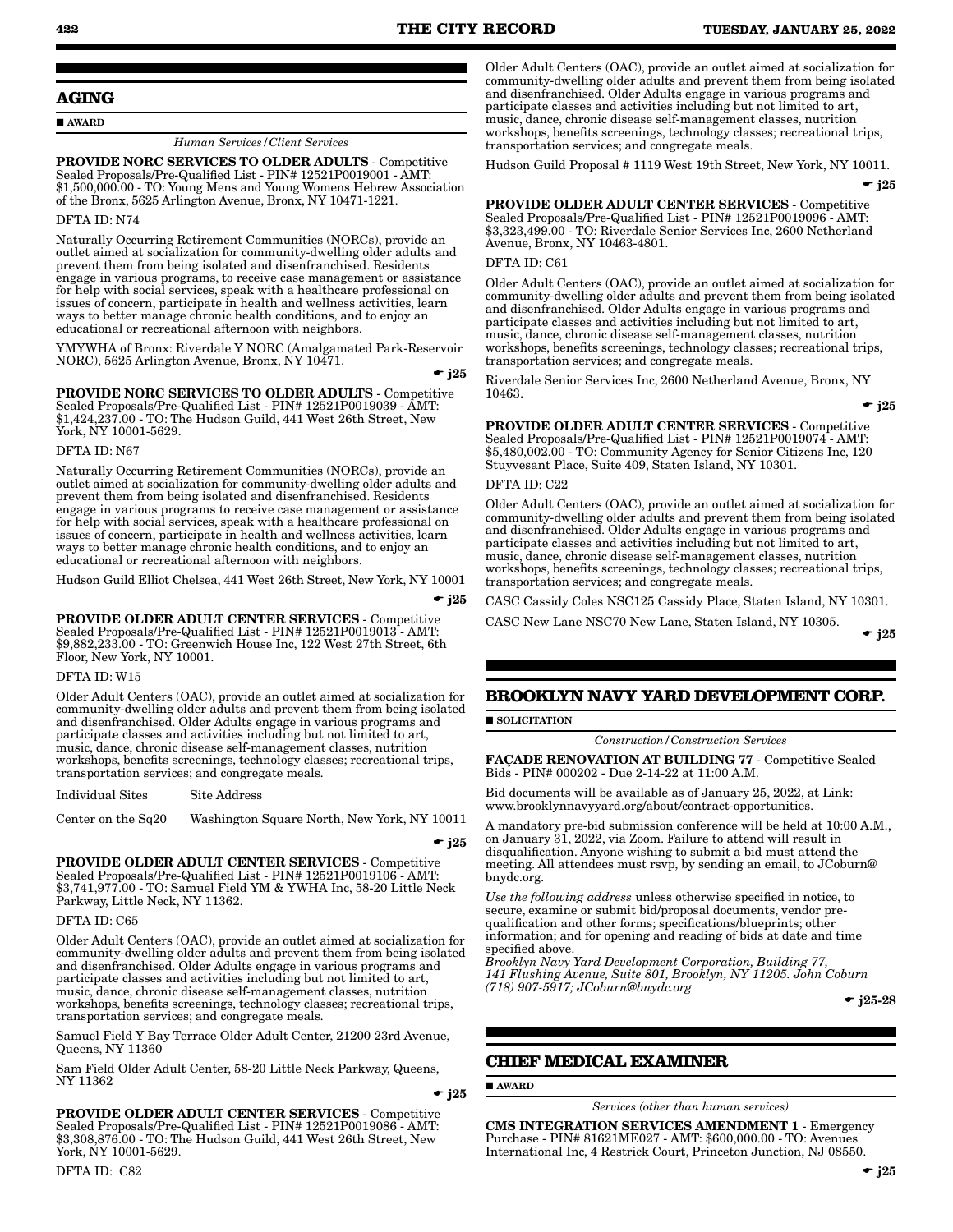## AGING

■ **AWARD**

*Human Services/Client Services*

**PROVIDE NORC SERVICES TO OLDER ADULTS** - Competitive Sealed Proposals/Pre-Qualified List - PIN# 12521P0019001 - AMT: $1,500,000.00 - TO: Young Mens and Young Womens Hebrew Association of the Bronx, 5625 Arlington Avenue, Bronx, NY 10471-1221.

DFTA ID: N74

Naturally Occurring Retirement Communities (NORCs), provide an outlet aimed at socialization for community-dwelling older adults and prevent them from being isolated and disenfranchised. Residents engage in various programs, to receive case management or assistance for help with social services, speak with a healthcare professional on issues of concern, participate in health and wellness activities, learn ways to better manage chronic health conditions, and to enjoy an educational or recreational afternoon with neighbors.

YMYWHA of Bronx: Riverdale Y NORC (Amalgamated Park-Reservoir NORC), 5625 Arlington Avenue, Bronx, NY 10471.

☛ **j25**

**PROVIDE NORC SERVICES TO OLDER ADULTS** - Competitive Sealed Proposals/Pre-Qualified List - PIN# 12521P0019039 - AMT: $1,424,237.00 - TO: The Hudson Guild, 441 West 26th Street, New York, NY 10001-5629.

DFTA ID: N67

Naturally Occurring Retirement Communities (NORCs), provide an outlet aimed at socialization for community-dwelling older adults and prevent them from being isolated and disenfranchised. Residents engage in various programs to receive case management or assistance for help with social services, speak with a healthcare professional on issues of concern, participate in health and wellness activities, learn ways to better manage chronic health conditions, and to enjoy an educational or recreational afternoon with neighbors.

Hudson Guild Elliot Chelsea, 441 West 26th Street, New York, NY 10001

☛ **j25**

**PROVIDE OLDER ADULT CENTER SERVICES** - Competitive Sealed Proposals/Pre-Qualified List - PIN# 12521P0019013 - AMT: $9,882,233.00 - TO: Greenwich House Inc, 122 West 27th Street, 6th Floor, New York, NY 10001.

DFTA ID: W15

Older Adult Centers (OAC), provide an outlet aimed at socialization for community-dwelling older adults and prevent them from being isolated and disenfranchised. Older Adults engage in various programs and participate classes and activities including but not limited to art, music, dance, chronic disease self-management classes, nutrition workshops, benefits screenings, technology classes; recreational trips, transportation services; and congregate meals.

| Individual Sites | Site Address |
|---|---|
| Center on the Sq20 | Washington Square North, New York, NY 10011 |

☛ **j25**

**PROVIDE OLDER ADULT CENTER SERVICES** - Competitive Sealed Proposals/Pre-Qualified List - PIN# 12521P0019106 - AMT: $3,741,977.00 - TO: Samuel Field YM & YWHA Inc, 58-20 Little Neck Parkway, Little Neck, NY 11362.

DFTA ID: C65

Older Adult Centers (OAC), provide an outlet aimed at socialization for community-dwelling older adults and prevent them from being isolated and disenfranchised. Older Adults engage in various programs and participate classes and activities including but not limited to art, music, dance, chronic disease self-management classes, nutrition workshops, benefits screenings, technology classes; recreational trips, transportation services; and congregate meals.

Samuel Field Y Bay Terrace Older Adult Center, 21200 23rd Avenue, Queens, NY 11360

Sam Field Older Adult Center, 58-20 Little Neck Parkway, Queens, NY 11362

☛ **j25**

**PROVIDE OLDER ADULT CENTER SERVICES** - Competitive Sealed Proposals/Pre-Qualified List - PIN# 12521P0019086 - AMT: $3,308,876.00 - TO: The Hudson Guild, 441 West 26th Street, New York, NY 10001-5629.

DFTA ID: C82

Older Adult Centers (OAC), provide an outlet aimed at socialization for community-dwelling older adults and prevent them from being isolated and disenfranchised. Older Adults engage in various programs and participate classes and activities including but not limited to art, music, dance, chronic disease self-management classes, nutrition workshops, benefits screenings, technology classes; recreational trips, transportation services; and congregate meals.

Hudson Guild Proposal # 1119 West 19th Street, New York, NY 10011.

☛ **j25**

**PROVIDE OLDER ADULT CENTER SERVICES** - Competitive Sealed Proposals/Pre-Qualified List - PIN# 12521P0019096 - AMT: $3,323,499.00 - TO: Riverdale Senior Services Inc, 2600 Netherland Avenue, Bronx, NY 10463-4801.

DFTA ID: C61

Older Adult Centers (OAC), provide an outlet aimed at socialization for community-dwelling older adults and prevent them from being isolated and disenfranchised. Older Adults engage in various programs and participate classes and activities including but not limited to art, music, dance, chronic disease self-management classes, nutrition workshops, benefits screenings, technology classes; recreational trips, transportation services; and congregate meals.

Riverdale Senior Services Inc, 2600 Netherland Avenue, Bronx, NY 10463.

☛ **j25**

**PROVIDE OLDER ADULT CENTER SERVICES** - Competitive Sealed Proposals/Pre-Qualified List - PIN# 12521P0019074 - AMT: $5,480,002.00 - TO: Community Agency for Senior Citizens Inc, 120 Stuyvesant Place, Suite 409, Staten Island, NY 10301.

DFTA ID: C22

Older Adult Centers (OAC), provide an outlet aimed at socialization for community-dwelling older adults and prevent them from being isolated and disenfranchised. Older Adults engage in various programs and participate classes and activities including but not limited to art, music, dance, chronic disease self-management classes, nutrition workshops, benefits screenings, technology classes; recreational trips, transportation services; and congregate meals.

CASC Cassidy Coles NSC125 Cassidy Place, Staten Island, NY 10301.

CASC New Lane NSC70 New Lane, Staten Island, NY 10305.

☛ **j25**

## BROOKLYN NAVY YARD DEVELOPMENT CORP.

■ **SOLICITATION**

*Construction/Construction Services*

**FAÇADE RENOVATION AT BUILDING 77** - Competitive Sealed Bids - PIN# 000202 - Due 2-14-22 at 11:00 A.M.

Bid documents will be available as of January 25, 2022, at Link: www.brooklynnavyyard.org/about/contract-opportunities.

A mandatory pre-bid submission conference will be held at 10:00 A.M., on January 31, 2022, via Zoom. Failure to attend will result in disqualification. Anyone wishing to submit a bid must attend the meeting. All attendees must rsvp, by sending an email, to JCoburn@bnydc.org.

*Use the following address* unless otherwise specified in notice, to secure, examine or submit bid/proposal documents, vendor pre-qualification and other forms; specifications/blueprints; other information; and for opening and reading of bids at date and time specified above.
*Brooklyn Navy Yard Development Corporation, Building 77, 141 Flushing Avenue, Suite 801, Brooklyn, NY 11205. John Coburn (718) 907-5917; JCoburn@bnydc.org*

☛ **j25-28**

## CHIEF MEDICAL EXAMINER

■ **AWARD**

*Services (other than human services)*

**CMS INTEGRATION SERVICES AMENDMENT 1** - Emergency Purchase - PIN# 81621ME027 - AMT: $600,000.00 - TO: Avenues International Inc, 4 Restrick Court, Princeton Junction, NJ 08550.

☛ **j25**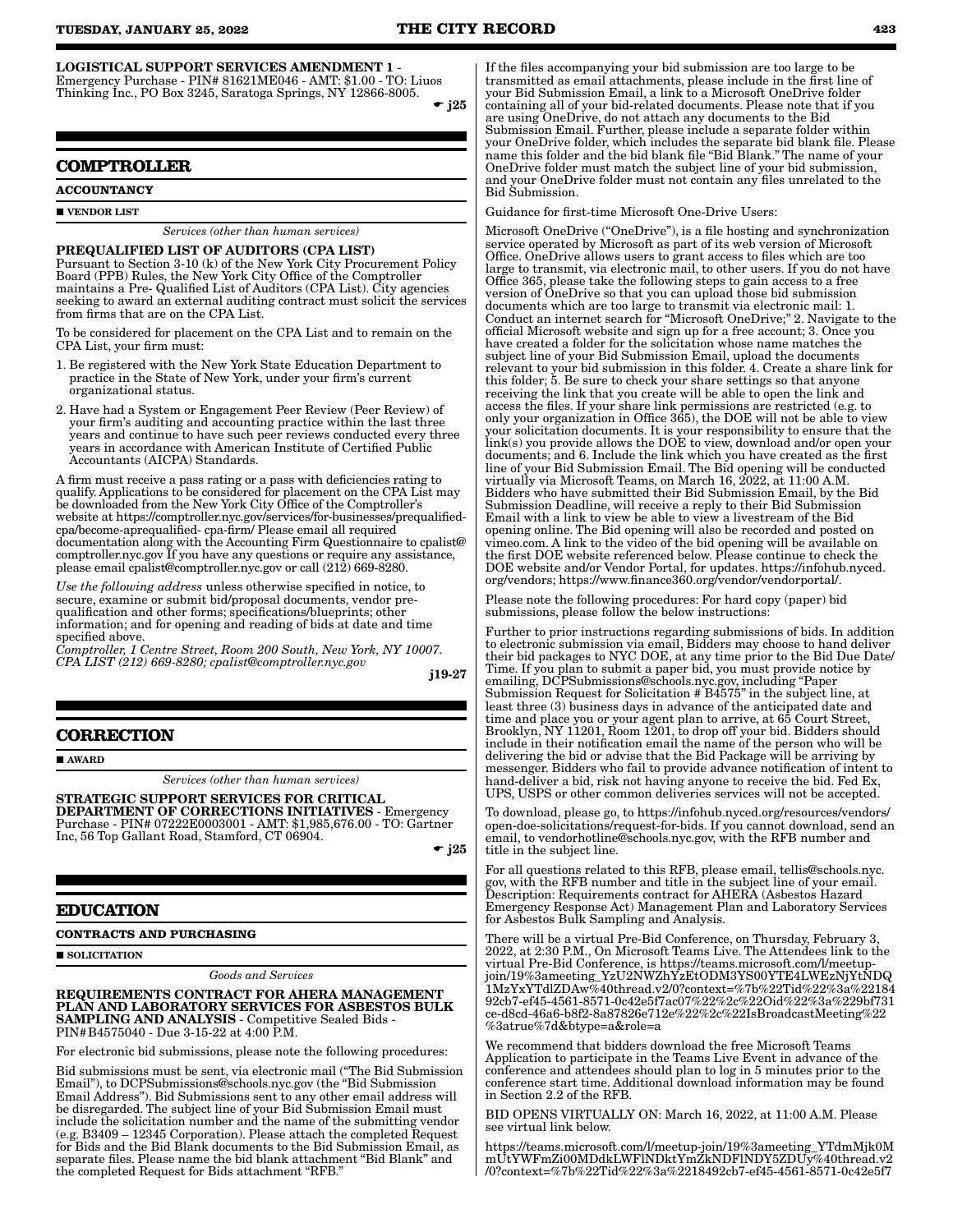**LOGISTICAL SUPPORT SERVICES AMENDMENT 1** - Emergency Purchase - PIN# 81621ME046 - AMT: $1.00 - TO: Liuos Thinking Inc., PO Box 3245, Saratoga Springs, NY 12866-8005.

☛ j25

## COMPTROLLER

### ACCOUNTANCY

■ VENDOR LIST

*Services (other than human services)*

**PREQUALIFIED LIST OF AUDITORS (CPA LIST)**

Pursuant to Section 3-10 (k) of the New York City Procurement Policy Board (PPB) Rules, the New York City Office of the Comptroller maintains a Pre- Qualified List of Auditors (CPA List). City agencies seeking to award an external auditing contract must solicit the services from firms that are on the CPA List.

To be considered for placement on the CPA List and to remain on the CPA List, your firm must:

1. Be registered with the New York State Education Department to practice in the State of New York, under your firm's current organizational status.
2. Have had a System or Engagement Peer Review (Peer Review) of your firm's auditing and accounting practice within the last three years and continue to have such peer reviews conducted every three years in accordance with American Institute of Certified Public Accountants (AICPA) Standards.

A firm must receive a pass rating or a pass with deficiencies rating to qualify. Applications to be considered for placement on the CPA List may be downloaded from the New York City Office of the Comptroller's website at https://comptroller.nyc.gov/services/for-businesses/prequalified-cpa/become-aprequalified- cpa-firm/ Please email all required documentation along with the Accounting Firm Questionnaire to cpalist@comptroller.nyc.gov If you have any questions or require any assistance, please email cpalist@comptroller.nyc.gov or call (212) 669-8280.

*Use the following address* unless otherwise specified in notice, to secure, examine or submit bid/proposal documents, vendor pre-qualification and other forms; specifications/blueprints; other information; and for opening and reading of bids at date and time specified above.

*Comptroller, 1 Centre Street, Room 200 South, New York, NY 10007. CPA LIST (212) 669-8280; cpalist@comptroller.nyc.gov*

j19-27

## CORRECTION

■ AWARD

*Services (other than human services)*

**STRATEGIC SUPPORT SERVICES FOR CRITICAL DEPARTMENT OF CORRECTIONS INITIATIVES** - Emergency Purchase - PIN# 07222E0003001 - AMT: $1,985,676.00 - TO: Gartner Inc, 56 Top Gallant Road, Stamford, CT 06904.

☛ j25

## EDUCATION

### CONTRACTS AND PURCHASING

■ SOLICITATION

*Goods and Services*

**REQUIREMENTS CONTRACT FOR AHERA MANAGEMENT PLAN AND LABORATORY SERVICES FOR ASBESTOS BULK SAMPLING AND ANALYSIS** - Competitive Sealed Bids - PIN#B4575040 - Due 3-15-22 at 4:00 P.M.

For electronic bid submissions, please note the following procedures:

Bid submissions must be sent, via electronic mail ("The Bid Submission Email"), to DCPSubmissions@schools.nyc.gov (the "Bid Submission Email Address"). Bid Submissions sent to any other email address will be disregarded. The subject line of your Bid Submission Email must include the solicitation number and the name of the submitting vendor (e.g. B3409 – 12345 Corporation). Please attach the completed Request for Bids and the Bid Blank documents to the Bid Submission Email, as separate files. Please name the bid blank attachment "Bid Blank" and the completed Request for Bids attachment "RFB."

If the files accompanying your bid submission are too large to be transmitted as email attachments, please include in the first line of your Bid Submission Email, a link to a Microsoft OneDrive folder containing all of your bid-related documents. Please note that if you are using OneDrive, do not attach any documents to the Bid Submission Email. Further, please include a separate folder within your OneDrive folder, which includes the separate bid blank file. Please name this folder and the bid blank file "Bid Blank." The name of your OneDrive folder must match the subject line of your bid submission, and your OneDrive folder must not contain any files unrelated to the Bid Submission.

Guidance for first-time Microsoft One-Drive Users:

Microsoft OneDrive ("OneDrive"), is a file hosting and synchronization service operated by Microsoft as part of its web version of Microsoft Office. OneDrive allows users to grant access to files which are too large to transmit, via electronic mail, to other users. If you do not have Office 365, please take the following steps to gain access to a free version of OneDrive so that you can upload those bid submission documents which are too large to transmit via electronic mail: 1. Conduct an internet search for "Microsoft OneDrive;" 2. Navigate to the official Microsoft website and sign up for a free account; 3. Once you have created a folder for the solicitation whose name matches the subject line of your Bid Submission Email, upload the documents relevant to your bid submission in this folder. 4. Create a share link for this folder; 5. Be sure to check your share settings so that anyone receiving the link that you create will be able to open the link and access the files. If your share link permissions are restricted (e.g. to only your organization in Office 365), the DOE will not be able to view your solicitation documents. It is your responsibility to ensure that the link(s) you provide allows the DOE to view, download and/or open your documents; and 6. Include the link which you have created as the first line of your Bid Submission Email. The Bid opening will be conducted virtually via Microsoft Teams, on March 16, 2022, at 11:00 A.M. Bidders who have submitted their Bid Submission Email, by the Bid Submission Deadline, will receive a reply to their Bid Submission Email with a link to view be able to view a livestream of the Bid opening online. The Bid opening will also be recorded and posted on vimeo.com. A link to the video of the bid opening will be available on the first DOE website referenced below. Please continue to check the DOE website and/or Vendor Portal, for updates. https://infohub.nyced.org/vendors; https://www.finance360.org/vendor/vendorportal/.

Please note the following procedures: For hard copy (paper) bid submissions, please follow the below instructions:

Further to prior instructions regarding submissions of bids. In addition to electronic submission via email, Bidders may choose to hand deliver their bid packages to NYC DOE, at any time prior to the Bid Due Date/Time. If you plan to submit a paper bid, you must provide notice by emailing, DCPSubmissions@schools.nyc.gov, including "Paper Submission Request for Solicitation # B4575" in the subject line, at least three (3) business days in advance of the anticipated date and time and place you or your agent plan to arrive, at 65 Court Street, Brooklyn, NY 11201, Room 1201, to drop off your bid. Bidders should include in their notification email the name of the person who will be delivering the bid or advise that the Bid Package will be arriving by messenger. Bidders who fail to provide advance notification of intent to hand-deliver a bid, risk not having anyone to receive the bid. Fed Ex, UPS, USPS or other common deliveries services will not be accepted.

To download, please go, to https://infohub.nyced.org/resources/vendors/open-doe-solicitations/request-for-bids. If you cannot download, send an email, to vendorhotline@schools.nyc.gov, with the RFB number and title in the subject line.

For all questions related to this RFB, please email, tellis@schools.nyc.gov, with the RFB number and title in the subject line of your email. Description: Requirements contract for AHERA (Asbestos Hazard Emergency Response Act) Management Plan and Laboratory Services for Asbestos Bulk Sampling and Analysis.

There will be a virtual Pre-Bid Conference, on Thursday, February 3, 2022, at 2:30 P.M., On Microsoft Teams Live. The Attendees link to the virtual Pre-Bid Conference, is https://teams.microsoft.com/l/meetup-join/19%3ameeting_YzU2NWZhYzEtODM3YS00YTE4LWEzNjYtNDQ1MzYxYTdlZDAw%40thread.v2/0?context=%7b%22Tid%22%3a%2218492cb7-ef45-4561-8571-0c42e5f7ac07%22%2c%22Oid%22%3a%229bf731ce-d8cd-46a6-b8f2-8a87826e712e%22%2c%22IsBroadcastMeeting%22%3atrue%7d&btype=a&role=a

We recommend that bidders download the free Microsoft Teams Application to participate in the Teams Live Event in advance of the conference and attendees should plan to log in 5 minutes prior to the conference start time. Additional download information may be found in Section 2.2 of the RFB.

BID OPENS VIRTUALLY ON: March 16, 2022, at 11:00 A.M. Please see virtual link below.

https://teams.microsoft.com/l/meetup-join/19%3ameeting_YTdmMjk0MmUtYWFmZi00MDdkLWFlNDktYmZkNDFlNDY5ZDUy%40thread.v2/0?context=%7b%22Tid%22%3a%2218492cb7-ef45-4561-8571-0c42e5f7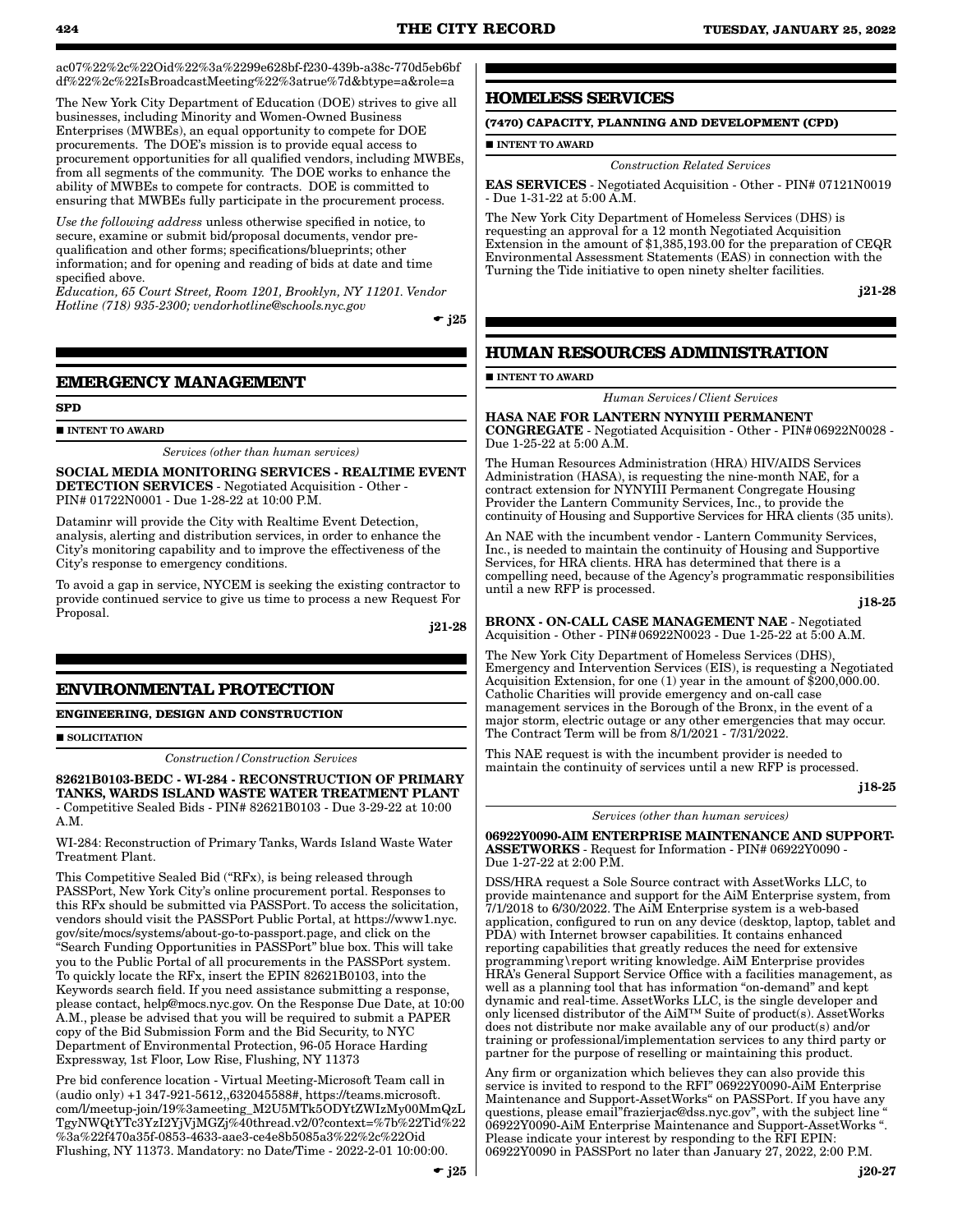ac07%22%2c%22Oid%22%3a%2299e628bf-f230-439b-a38c-770d5eb6bfdf%22%2c%22IsBroadcastMeeting%22%3atrue%7d&btype=a&role=a

The New York City Department of Education (DOE) strives to give all businesses, including Minority and Women-Owned Business Enterprises (MWBEs), an equal opportunity to compete for DOE procurements. The DOE's mission is to provide equal access to procurement opportunities for all qualified vendors, including MWBEs, from all segments of the community. The DOE works to enhance the ability of MWBEs to compete for contracts. DOE is committed to ensuring that MWBEs fully participate in the procurement process.

*Use the following address* unless otherwise specified in notice, to secure, examine or submit bid/proposal documents, vendor pre-qualification and other forms; specifications/blueprints; other information; and for opening and reading of bids at date and time specified above.
*Education, 65 Court Street, Room 1201, Brooklyn, NY 11201. Vendor Hotline (718) 935-2300; vendorhotline@schools.nyc.gov*

☛ j25

## EMERGENCY MANAGEMENT

**SPD**

■ **INTENT TO AWARD**

*Services (other than human services)*

**SOCIAL MEDIA MONITORING SERVICES - REALTIME EVENT DETECTION SERVICES** - Negotiated Acquisition - Other - PIN# 01722N0001 - Due 1-28-22 at 10:00 P.M.

Dataminr will provide the City with Realtime Event Detection, analysis, alerting and distribution services, in order to enhance the City's monitoring capability and to improve the effectiveness of the City's response to emergency conditions.

To avoid a gap in service, NYCEM is seeking the existing contractor to provide continued service to give us time to process a new Request For Proposal.

j21-28

## ENVIRONMENTAL PROTECTION

**ENGINEERING, DESIGN AND CONSTRUCTION**

■ **SOLICITATION**

*Construction/Construction Services*

**82621B0103-BEDC - WI-284 - RECONSTRUCTION OF PRIMARY TANKS, WARDS ISLAND WASTE WATER TREATMENT PLANT** - Competitive Sealed Bids - PIN# 82621B0103 - Due 3-29-22 at 10:00 A.M.

WI-284: Reconstruction of Primary Tanks, Wards Island Waste Water Treatment Plant.

This Competitive Sealed Bid ("RFx), is being released through PASSPort, New York City's online procurement portal. Responses to this RFx should be submitted via PASSPort. To access the solicitation, vendors should visit the PASSPort Public Portal, at https://www1.nyc.gov/site/mocs/systems/about-go-to-passport.page, and click on the "Search Funding Opportunities in PASSPort" blue box. This will take you to the Public Portal of all procurements in the PASSPort system. To quickly locate the RFx, insert the EPIN 82621B0103, into the Keywords search field. If you need assistance submitting a response, please contact, help@mocs.nyc.gov. On the Response Due Date, at 10:00 A.M., please be advised that you will be required to submit a PAPER copy of the Bid Submission Form and the Bid Security, to NYC Department of Environmental Protection, 96-05 Horace Harding Expressway, 1st Floor, Low Rise, Flushing, NY 11373

Pre bid conference location - Virtual Meeting-Microsoft Team call in (audio only) +1 347-921-5612,,632045588#, https://teams.microsoft.com/l/meetup-join/19%3ameeting_M2U5MTk5ODYtZWIzMy00MmQzLTgyNWQtYTc3YzI2YjVjMGZj%40thread.v2/0?context=%7b%22Tid%22%3a%22f470a35f-0853-4633-aae3-ce4e8b5085a3%22%2c%22Oid Flushing, NY 11373. Mandatory: no Date/Time - 2022-2-01 10:00:00.

☛ j25

## HOMELESS SERVICES

**(7470) CAPACITY, PLANNING AND DEVELOPMENT (CPD)**

■ **INTENT TO AWARD**

*Construction Related Services*

**EAS SERVICES** - Negotiated Acquisition - Other - PIN# 07121N0019 - Due 1-31-22 at 5:00 A.M.

The New York City Department of Homeless Services (DHS) is requesting an approval for a 12 month Negotiated Acquisition Extension in the amount of $1,385,193.00 for the preparation of CEQR Environmental Assessment Statements (EAS) in connection with the Turning the Tide initiative to open ninety shelter facilities.

j21-28

## HUMAN RESOURCES ADMINISTRATION

■ **INTENT TO AWARD**

*Human Services/Client Services*

**HASA NAE FOR LANTERN NYNYIII PERMANENT CONGREGATE** - Negotiated Acquisition - Other - PIN# 06922N0028 - Due 1-25-22 at 5:00 A.M.

The Human Resources Administration (HRA) HIV/AIDS Services Administration (HASA), is requesting the nine-month NAE, for a contract extension for NYNYIII Permanent Congregate Housing Provider the Lantern Community Services, Inc., to provide the continuity of Housing and Supportive Services for HRA clients (35 units).

An NAE with the incumbent vendor - Lantern Community Services, Inc., is needed to maintain the continuity of Housing and Supportive Services, for HRA clients. HRA has determined that there is a compelling need, because of the Agency's programmatic responsibilities until a new RFP is processed.

j18-25

**BRONX - ON-CALL CASE MANAGEMENT NAE** - Negotiated Acquisition - Other - PIN# 06922N0023 - Due 1-25-22 at 5:00 A.M.

The New York City Department of Homeless Services (DHS), Emergency and Intervention Services (EIS), is requesting a Negotiated Acquisition Extension, for one (1) year in the amount of $200,000.00. Catholic Charities will provide emergency and on-call case management services in the Borough of the Bronx, in the event of a major storm, electric outage or any other emergencies that may occur. The Contract Term will be from 8/1/2021 - 7/31/2022.

This NAE request is with the incumbent provider is needed to maintain the continuity of services until a new RFP is processed.

j18-25

*Services (other than human services)*

**06922Y0090-AIM ENTERPRISE MAINTENANCE AND SUPPORT-ASSETWORKS** - Request for Information - PIN# 06922Y0090 - Due 1-27-22 at 2:00 P.M.

DSS/HRA request a Sole Source contract with AssetWorks LLC, to provide maintenance and support for the AiM Enterprise system, from 7/1/2018 to 6/30/2022. The AiM Enterprise system is a web-based application, configured to run on any device (desktop, laptop, tablet and PDA) with Internet browser capabilities. It contains enhanced reporting capabilities that greatly reduces the need for extensive programming\report writing knowledge. AiM Enterprise provides HRA's General Support Service Office with a facilities management, as well as a planning tool that has information "on-demand" and kept dynamic and real-time. AssetWorks LLC, is the single developer and only licensed distributor of the AiM™ Suite of product(s). AssetWorks does not distribute nor make available any of our product(s) and/or training or professional/implementation services to any third party or partner for the purpose of reselling or maintaining this product.

Any firm or organization which believes they can also provide this service is invited to respond to the RFI" 06922Y0090-AiM Enterprise Maintenance and Support-AssetWorks" on PASSPort. If you have any questions, please email"frazierjac@dss.nyc.gov", with the subject line " 06922Y0090-AiM Enterprise Maintenance and Support-AssetWorks ". Please indicate your interest by responding to the RFI EPIN: 06922Y0090 in PASSPort no later than January 27, 2022, 2:00 P.M.

j20-27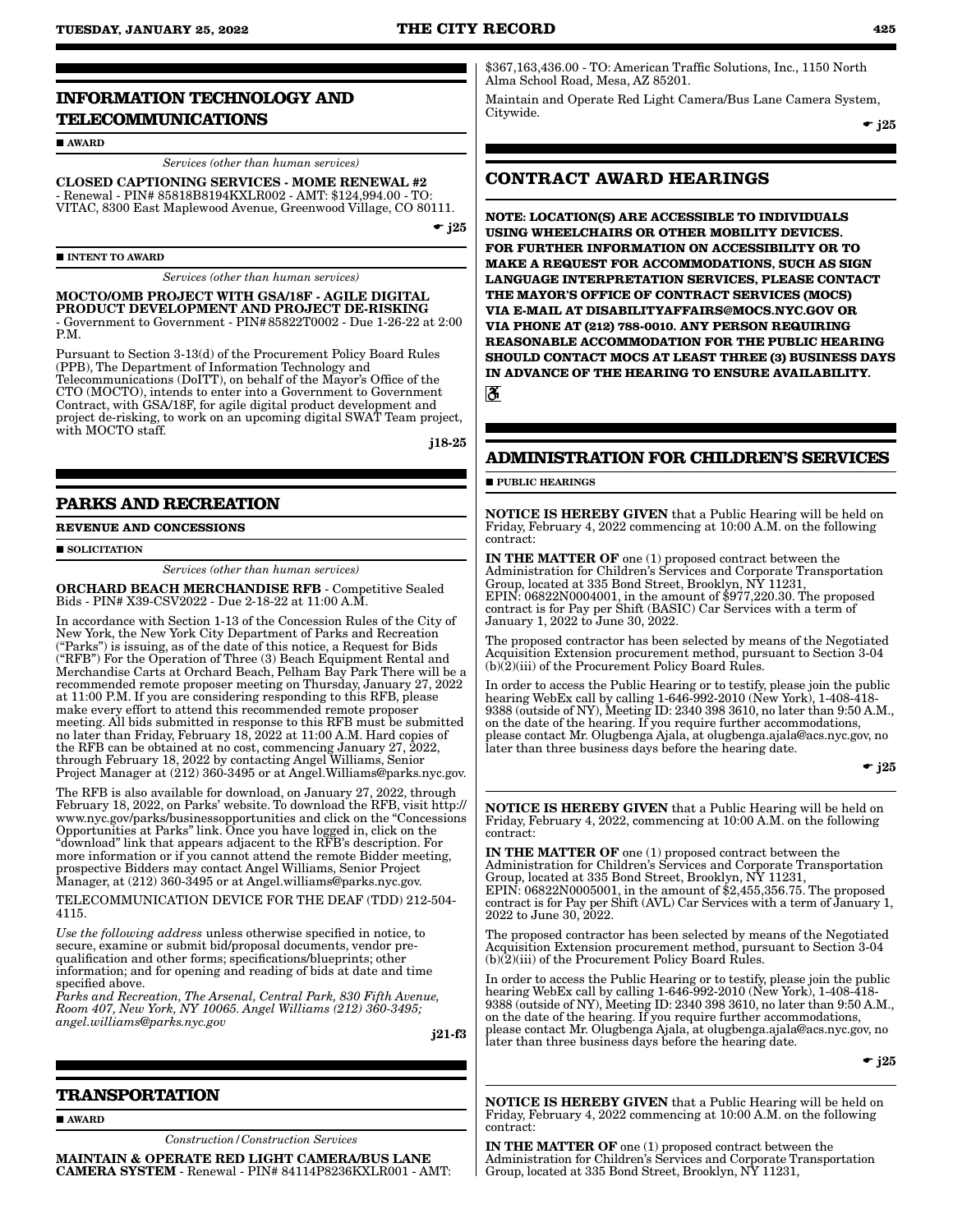## INFORMATION TECHNOLOGY AND TELECOMMUNICATIONS

■ AWARD

*Services (other than human services)*

**CLOSED CAPTIONING SERVICES - MOME RENEWAL #2** - Renewal - PIN# 85818B8194KXLR002 - AMT: $124,994.00 - TO: VITAC, 8300 East Maplewood Avenue, Greenwood Village, CO 80111.

☛ j25

■ INTENT TO AWARD

*Services (other than human services)*

**MOCTO/OMB PROJECT WITH GSA/18F - AGILE DIGITAL PRODUCT DEVELOPMENT AND PROJECT DE-RISKING** - Government to Government - PIN# 85822T0002 - Due 1-26-22 at 2:00 P.M.

Pursuant to Section 3-13(d) of the Procurement Policy Board Rules (PPB), The Department of Information Technology and Telecommunications (DoITT), on behalf of the Mayor's Office of the CTO (MOCTO), intends to enter into a Government to Government Contract, with GSA/18F, for agile digital product development and project de-risking, to work on an upcoming digital SWAT Team project, with MOCTO staff.

j18-25

## PARKS AND RECREATION

**REVENUE AND CONCESSIONS**

■ SOLICITATION

*Services (other than human services)*

**ORCHARD BEACH MERCHANDISE RFB** - Competitive Sealed Bids - PIN# X39-CSV2022 - Due 2-18-22 at 11:00 A.M.

In accordance with Section 1-13 of the Concession Rules of the City of New York, the New York City Department of Parks and Recreation ("Parks") is issuing, as of the date of this notice, a Request for Bids ("RFB") For the Operation of Three (3) Beach Equipment Rental and Merchandise Carts at Orchard Beach, Pelham Bay Park There will be a recommended remote proposer meeting on Thursday, January 27, 2022 at 11:00 P.M. If you are considering responding to this RFB, please make every effort to attend this recommended remote proposer meeting. All bids submitted in response to this RFB must be submitted no later than Friday, February 18, 2022 at 11:00 A.M. Hard copies of the RFB can be obtained at no cost, commencing January 27, 2022, through February 18, 2022 by contacting Angel Williams, Senior Project Manager at (212) 360-3495 or at Angel.Williams@parks.nyc.gov.

The RFB is also available for download, on January 27, 2022, through February 18, 2022, on Parks' website. To download the RFB, visit http://www.nyc.gov/parks/businessopportunities and click on the "Concessions Opportunities at Parks" link. Once you have logged in, click on the "download" link that appears adjacent to the RFB's description. For more information or if you cannot attend the remote Bidder meeting, prospective Bidders may contact Angel Williams, Senior Project Manager, at (212) 360-3495 or at Angel.williams@parks.nyc.gov.

TELECOMMUNICATION DEVICE FOR THE DEAF (TDD) 212-504-4115.

*Use the following address* unless otherwise specified in notice, to secure, examine or submit bid/proposal documents, vendor pre-qualification and other forms; specifications/blueprints; other information; and for opening and reading of bids at date and time specified above.

*Parks and Recreation, The Arsenal, Central Park, 830 Fifth Avenue, Room 407, New York, NY 10065. Angel Williams (212) 360-3495; angel.williams@parks.nyc.gov*

j21-f3

## TRANSPORTATION

■ AWARD

*Construction/Construction Services*

**MAINTAIN & OPERATE RED LIGHT CAMERA/BUS LANE CAMERA SYSTEM** - Renewal - PIN# 84114P8236KXLR001 - AMT: $367,163,436.00 - TO: American Traffic Solutions, Inc., 1150 North Alma School Road, Mesa, AZ 85201.

Maintain and Operate Red Light Camera/Bus Lane Camera System, Citywide.

☛ j25

## CONTRACT AWARD HEARINGS

**NOTE: LOCATION(S) ARE ACCESSIBLE TO INDIVIDUALS USING WHEELCHAIRS OR OTHER MOBILITY DEVICES. FOR FURTHER INFORMATION ON ACCESSIBILITY OR TO MAKE A REQUEST FOR ACCOMMODATIONS, SUCH AS SIGN LANGUAGE INTERPRETATION SERVICES, PLEASE CONTACT THE MAYOR'S OFFICE OF CONTRACT SERVICES (MOCS) VIA E-MAIL AT DISABILITYAFFAIRS@MOCS.NYC.GOV OR VIA PHONE AT (212) 788-0010. ANY PERSON REQUIRING REASONABLE ACCOMMODATION FOR THE PUBLIC HEARING SHOULD CONTACT MOCS AT LEAST THREE (3) BUSINESS DAYS IN ADVANCE OF THE HEARING TO ENSURE AVAILABILITY.**

## ADMINISTRATION FOR CHILDREN'S SERVICES

■ PUBLIC HEARINGS

**NOTICE IS HEREBY GIVEN** that a Public Hearing will be held on Friday, February 4, 2022 commencing at 10:00 A.M. on the following contract:

**IN THE MATTER OF** one (1) proposed contract between the Administration for Children's Services and Corporate Transportation Group, located at 335 Bond Street, Brooklyn, NY 11231, EPIN: 06822N0004001, in the amount of $977,220.30. The proposed contract is for Pay per Shift (BASIC) Car Services with a term of January 1, 2022 to June 30, 2022.

The proposed contractor has been selected by means of the Negotiated Acquisition Extension procurement method, pursuant to Section 3-04 (b)(2)(iii) of the Procurement Policy Board Rules.

In order to access the Public Hearing or to testify, please join the public hearing WebEx call by calling 1-646-992-2010 (New York), 1-408-418-9388 (outside of NY), Meeting ID: 2340 398 3610, no later than 9:50 A.M., on the date of the hearing. If you require further accommodations, please contact Mr. Olugbenga Ajala, at olugbenga.ajala@acs.nyc.gov, no later than three business days before the hearing date.

☛ j25

**NOTICE IS HEREBY GIVEN** that a Public Hearing will be held on Friday, February 4, 2022, commencing at 10:00 A.M. on the following contract:

**IN THE MATTER OF** one (1) proposed contract between the Administration for Children's Services and Corporate Transportation Group, located at 335 Bond Street, Brooklyn, NY 11231, EPIN: 06822N0005001, in the amount of $2,455,356.75. The proposed contract is for Pay per Shift (AVL) Car Services with a term of January 1, 2022 to June 30, 2022.

The proposed contractor has been selected by means of the Negotiated Acquisition Extension procurement method, pursuant to Section 3-04 (b)(2)(iii) of the Procurement Policy Board Rules.

In order to access the Public Hearing or to testify, please join the public hearing WebEx call by calling 1-646-992-2010 (New York), 1-408-418-9388 (outside of NY), Meeting ID: 2340 398 3610, no later than 9:50 A.M., on the date of the hearing. If you require further accommodations, please contact Mr. Olugbenga Ajala, at olugbenga.ajala@acs.nyc.gov, no later than three business days before the hearing date.

☛ j25

**NOTICE IS HEREBY GIVEN** that a Public Hearing will be held on Friday, February 4, 2022 commencing at 10:00 A.M. on the following contract:

**IN THE MATTER OF** one (1) proposed contract between the Administration for Children's Services and Corporate Transportation Group, located at 335 Bond Street, Brooklyn, NY 11231,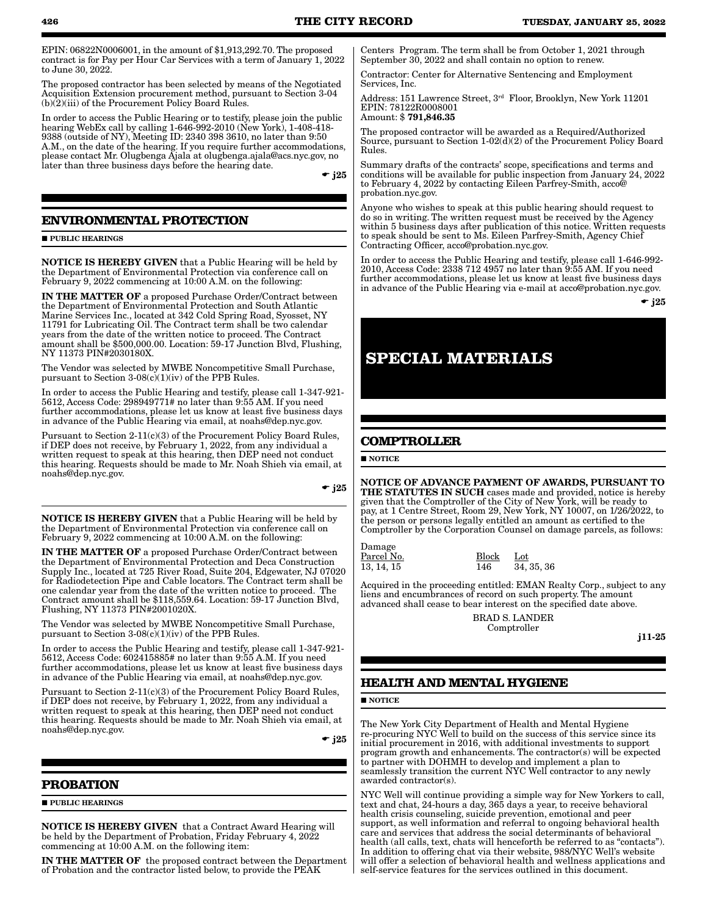EPIN: 06822N0006001, in the amount of $1,913,292.70. The proposed contract is for Pay per Hour Car Services with a term of January 1, 2022 to June 30, 2022.

The proposed contractor has been selected by means of the Negotiated Acquisition Extension procurement method, pursuant to Section 3-04 (b)(2)(iii) of the Procurement Policy Board Rules.

In order to access the Public Hearing or to testify, please join the public hearing WebEx call by calling 1-646-992-2010 (New York), 1-408-418-9388 (outside of NY), Meeting ID: 2340 398 3610, no later than 9:50 A.M., on the date of the hearing. If you require further accommodations, please contact Mr. Olugbenga Ajala at olugbenga.ajala@acs.nyc.gov, no later than three business days before the hearing date.

☛ j25

## ENVIRONMENTAL PROTECTION

■ PUBLIC HEARINGS

**NOTICE IS HEREBY GIVEN** that a Public Hearing will be held by the Department of Environmental Protection via conference call on February 9, 2022 commencing at 10:00 A.M. on the following:

**IN THE MATTER OF** a proposed Purchase Order/Contract between the Department of Environmental Protection and South Atlantic Marine Services Inc., located at 342 Cold Spring Road, Syosset, NY 11791 for Lubricating Oil. The Contract term shall be two calendar years from the date of the written notice to proceed. The Contract amount shall be $500,000.00. Location: 59-17 Junction Blvd, Flushing, NY 11373 PIN#2030180X.

The Vendor was selected by MWBE Noncompetitive Small Purchase, pursuant to Section 3-08(c)(1)(iv) of the PPB Rules.

In order to access the Public Hearing and testify, please call 1-347-921-5612, Access Code: 298949771# no later than 9:55 AM. If you need further accommodations, please let us know at least five business days in advance of the Public Hearing via email, at noahs@dep.nyc.gov.

Pursuant to Section 2-11(c)(3) of the Procurement Policy Board Rules, if DEP does not receive, by February 1, 2022, from any individual a written request to speak at this hearing, then DEP need not conduct this hearing. Requests should be made to Mr. Noah Shieh via email, at noahs@dep.nyc.gov.

☛ j25

**NOTICE IS HEREBY GIVEN** that a Public Hearing will be held by the Department of Environmental Protection via conference call on February 9, 2022 commencing at 10:00 A.M. on the following:

**IN THE MATTER OF** a proposed Purchase Order/Contract between the Department of Environmental Protection and Deca Construction Supply Inc., located at 725 River Road, Suite 204, Edgewater, NJ 07020 for Radiodetection Pipe and Cable locators. The Contract term shall be one calendar year from the date of the written notice to proceed. The Contract amount shall be $118,559.64. Location: 59-17 Junction Blvd, Flushing, NY 11373 PIN#2001020X.

The Vendor was selected by MWBE Noncompetitive Small Purchase, pursuant to Section 3-08(c)(1)(iv) of the PPB Rules.

In order to access the Public Hearing and testify, please call 1-347-921-5612, Access Code: 602415885# no later than 9:55 A.M. If you need further accommodations, please let us know at least five business days in advance of the Public Hearing via email, at noahs@dep.nyc.gov.

Pursuant to Section 2-11(c)(3) of the Procurement Policy Board Rules, if DEP does not receive, by February 1, 2022, from any individual a written request to speak at this hearing, then DEP need not conduct this hearing. Requests should be made to Mr. Noah Shieh via email, at noahs@dep.nyc.gov.

☛ j25

## PROBATION

■ PUBLIC HEARINGS

**NOTICE IS HEREBY GIVEN** that a Contract Award Hearing will be held by the Department of Probation, Friday February 4, 2022 commencing at 10:00 A.M. on the following item:

**IN THE MATTER OF** the proposed contract between the Department of Probation and the contractor listed below, to provide the PEAK Centers Program. The term shall be from October 1, 2021 through September 30, 2022 and shall contain no option to renew.

Contractor: Center for Alternative Sentencing and Employment Services, Inc.

Address: 151 Lawrence Street, 3rd Floor, Brooklyn, New York 11201
EPIN: 78122R0008001
Amount: $ **791,846.35**

The proposed contractor will be awarded as a Required/Authorized Source, pursuant to Section 1-02(d)(2) of the Procurement Policy Board Rules.

Summary drafts of the contracts' scope, specifications and terms and conditions will be available for public inspection from January 24, 2022 to February 4, 2022 by contacting Eileen Parfrey-Smith, acco@probation.nyc.gov.

Anyone who wishes to speak at this public hearing should request to do so in writing. The written request must be received by the Agency within 5 business days after publication of this notice. Written requests to speak should be sent to Ms. Eileen Parfrey-Smith, Agency Chief Contracting Officer, acco@probation.nyc.gov.

In order to access the Public Hearing and testify, please call 1-646-992-2010, Access Code: 2338 712 4957 no later than 9:55 AM. If you need further accommodations, please let us know at least five business days in advance of the Public Hearing via e-mail at acco@probation.nyc.gov.

☛ j25

# SPECIAL MATERIALS

## COMPTROLLER

■ NOTICE

**NOTICE OF ADVANCE PAYMENT OF AWARDS, PURSUANT TO THE STATUTES IN SUCH** cases made and provided, notice is hereby given that the Comptroller of the City of New York, will be ready to pay, at 1 Centre Street, Room 29, New York, NY 10007, on 1/26/2022, to the person or persons legally entitled an amount as certified to the Comptroller by the Corporation Counsel on damage parcels, as follows:

| Damage Parcel No. | Block | Lot |
|---|---|---|
| 13, 14, 15 | 146 | 34, 35, 36 |

Acquired in the proceeding entitled: EMAN Realty Corp., subject to any liens and encumbrances of record on such property. The amount advanced shall cease to bear interest on the specified date above.

BRAD S. LANDER
Comptroller

j11-25

## HEALTH AND MENTAL HYGIENE

■ NOTICE

The New York City Department of Health and Mental Hygiene re-procuring NYC Well to build on the success of this service since its initial procurement in 2016, with additional investments to support program growth and enhancements. The contractor(s) will be expected to partner with DOHMH to develop and implement a plan to seamlessly transition the current NYC Well contractor to any newly awarded contractor(s).

NYC Well will continue providing a simple way for New Yorkers to call, text and chat, 24-hours a day, 365 days a year, to receive behavioral health crisis counseling, suicide prevention, emotional and peer support, as well information and referral to ongoing behavioral health care and services that address the social determinants of behavioral health (all calls, text, chats will henceforth be referred to as "contacts"). In addition to offering chat via their website, 988/NYC Well's website will offer a selection of behavioral health and wellness applications and self-service features for the services outlined in this document.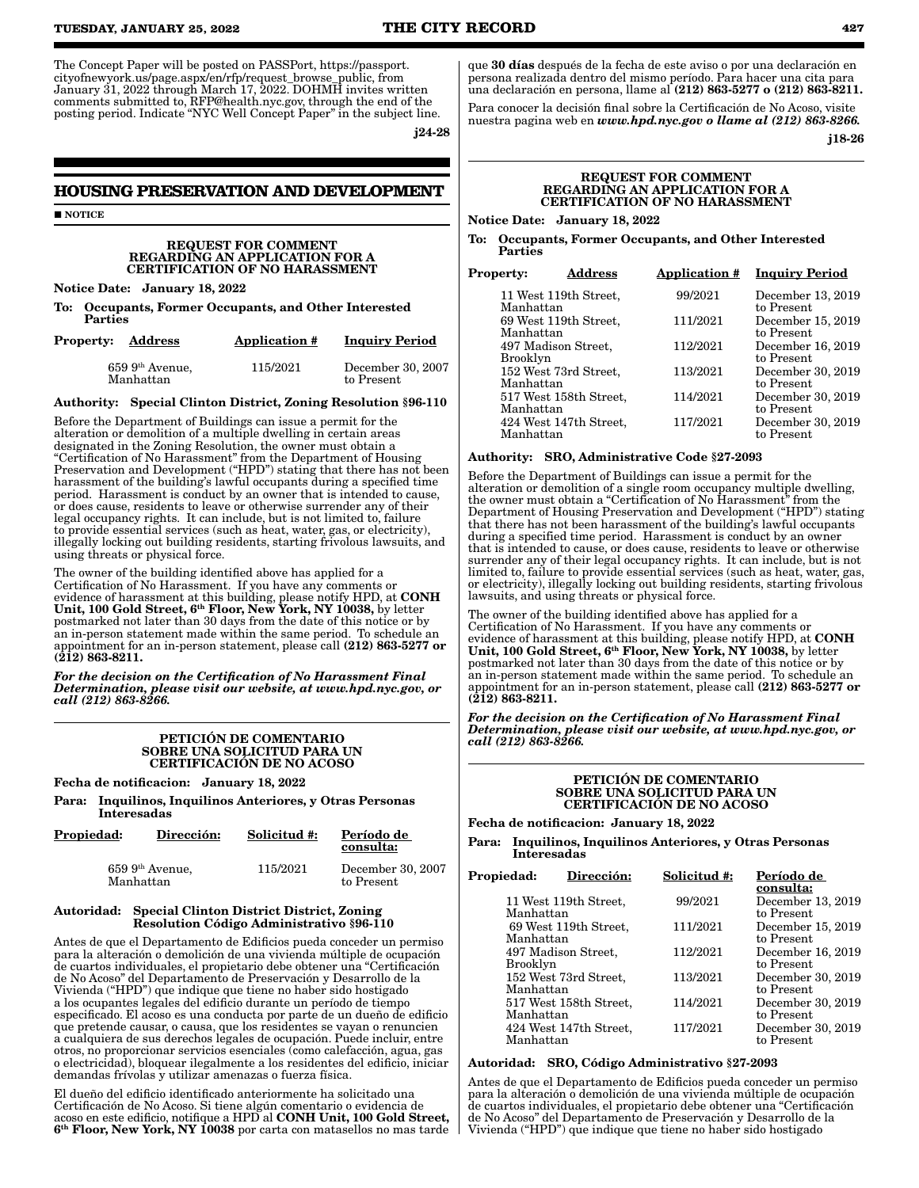The Concept Paper will be posted on PASSPort, https://passport.cityofnewyork.us/page.aspx/en/rfp/request_browse_public, from January 31, 2022 through March 17, 2022. DOHMH invites written comments submitted to, RFP@health.nyc.gov, through the end of the posting period. Indicate "NYC Well Concept Paper" in the subject line.

j24-28

## HOUSING PRESERVATION AND DEVELOPMENT

■ NOTICE

### REQUEST FOR COMMENT REGARDING AN APPLICATION FOR A CERTIFICATION OF NO HARASSMENT

**Notice Date: January 18, 2022**

**To: Occupants, Former Occupants, and Other Interested Parties**

| Property: Address | Application # | Inquiry Period |
|---|---|---|
| 659 9th Avenue, Manhattan | 115/2021 | December 30, 2007 to Present |

**Authority: Special Clinton District, Zoning Resolution §96-110**

Before the Department of Buildings can issue a permit for the alteration or demolition of a multiple dwelling in certain areas designated in the Zoning Resolution, the owner must obtain a "Certification of No Harassment" from the Department of Housing Preservation and Development ("HPD") stating that there has not been harassment of the building's lawful occupants during a specified time period. Harassment is conduct by an owner that is intended to cause, or does cause, residents to leave or otherwise surrender any of their legal occupancy rights. It can include, but is not limited to, failure to provide essential services (such as heat, water, gas, or electricity), illegally locking out building residents, starting frivolous lawsuits, and using threats or physical force.

The owner of the building identified above has applied for a Certification of No Harassment. If you have any comments or evidence of harassment at this building, please notify HPD, at **CONH Unit, 100 Gold Street, 6th Floor, New York, NY 10038,** by letter postmarked not later than 30 days from the date of this notice or by an in-person statement made within the same period. To schedule an appointment for an in-person statement, please call **(212) 863-5277 or (212) 863-8211.**

***For the decision on the Certification of No Harassment Final Determination, please visit our website, at www.hpd.nyc.gov, or call (212) 863-8266.***

### PETICIÓN DE COMENTARIO SOBRE UNA SOLICITUD PARA UN CERTIFICACIÓN DE NO ACOSO

**Fecha de notificacion: January 18, 2022**

**Para: Inquilinos, Inquilinos Anteriores, y Otras Personas Interesadas**

| Propiedad: Dirección: | Solicitud #: | Período de consulta: |
|---|---|---|
| 659 9th Avenue, Manhattan | 115/2021 | December 30, 2007 to Present |

**Autoridad: Special Clinton District District, Zoning Resolution Código Administrativo §96-110**

Antes de que el Departamento de Edificios pueda conceder un permiso para la alteración o demolición de una vivienda múltiple de ocupación de cuartos individuales, el propietario debe obtener una "Certificación de No Acoso" del Departamento de Preservación y Desarrollo de la Vivienda ("HPD") que indique que tiene no haber sido hostigado a los ocupantes legales del edificio durante un período de tiempo especificado. El acoso es una conducta por parte de un dueño de edificio que pretende causar, o causa, que los residentes se vayan o renuncien a cualquiera de sus derechos legales de ocupación. Puede incluir, entre otros, no proporcionar servicios esenciales (como calefacción, agua, gas o electricidad), bloquear ilegalmente a los residentes del edificio, iniciar demandas frívolas y utilizar amenazas o fuerza física.

El dueño del edificio identificado anteriormente ha solicitado una Certificación de No Acoso. Si tiene algún comentario o evidencia de acoso en este edificio, notifique a HPD al **CONH Unit, 100 Gold Street, 6th Floor, New York, NY 10038** por carta con matasellos no mas tarde que **30 días** después de la fecha de este aviso o por una declaración en persona realizada dentro del mismo período. Para hacer una cita para una declaración en persona, llame al **(212) 863-5277 o (212) 863-8211.**

Para conocer la decisión final sobre la Certificación de No Acoso, visite nuestra pagina web en ***www.hpd.nyc.gov o llame al (212) 863-8266.***

j18-26

### REQUEST FOR COMMENT REGARDING AN APPLICATION FOR A CERTIFICATION OF NO HARASSMENT

**Notice Date: January 18, 2022**

**To: Occupants, Former Occupants, and Other Interested Parties**

| Property: Address | Application # | Inquiry Period |
|---|---|---|
| 11 West 119th Street, Manhattan | 99/2021 | December 13, 2019 to Present |
| 69 West 119th Street, Manhattan | 111/2021 | December 15, 2019 to Present |
| 497 Madison Street, Brooklyn | 112/2021 | December 16, 2019 to Present |
| 152 West 73rd Street, Manhattan | 113/2021 | December 30, 2019 to Present |
| 517 West 158th Street, Manhattan | 114/2021 | December 30, 2019 to Present |
| 424 West 147th Street, Manhattan | 117/2021 | December 30, 2019 to Present |

**Authority: SRO, Administrative Code §27-2093**

Before the Department of Buildings can issue a permit for the alteration or demolition of a single room occupancy multiple dwelling, the owner must obtain a "Certification of No Harassment" from the Department of Housing Preservation and Development ("HPD") stating that there has not been harassment of the building's lawful occupants during a specified time period. Harassment is conduct by an owner that is intended to cause, or does cause, residents to leave or otherwise surrender any of their legal occupancy rights. It can include, but is not limited to, failure to provide essential services (such as heat, water, gas, or electricity), illegally locking out building residents, starting frivolous lawsuits, and using threats or physical force.

The owner of the building identified above has applied for a Certification of No Harassment. If you have any comments or evidence of harassment at this building, please notify HPD, at **CONH Unit, 100 Gold Street, 6th Floor, New York, NY 10038,** by letter postmarked not later than 30 days from the date of this notice or by an in-person statement made within the same period. To schedule an appointment for an in-person statement, please call **(212) 863-5277 or (212) 863-8211.**

***For the decision on the Certification of No Harassment Final Determination, please visit our website, at www.hpd.nyc.gov, or call (212) 863-8266.***

### PETICIÓN DE COMENTARIO SOBRE UNA SOLICITUD PARA UN CERTIFICACIÓN DE NO ACOSO

**Fecha de notificacion: January 18, 2022**

**Para: Inquilinos, Inquilinos Anteriores, y Otras Personas Interesadas**

| Propiedad: Dirección: | Solicitud #: | Período de consulta: |
|---|---|---|
| 11 West 119th Street, Manhattan | 99/2021 | December 13, 2019 to Present |
| 69 West 119th Street, Manhattan | 111/2021 | December 15, 2019 to Present |
| 497 Madison Street, Brooklyn | 112/2021 | December 16, 2019 to Present |
| 152 West 73rd Street, Manhattan | 113/2021 | December 30, 2019 to Present |
| 517 West 158th Street, Manhattan | 114/2021 | December 30, 2019 to Present |
| 424 West 147th Street, Manhattan | 117/2021 | December 30, 2019 to Present |

**Autoridad: SRO, Código Administrativo §27-2093**

Antes de que el Departamento de Edificios pueda conceder un permiso para la alteración o demolición de una vivienda múltiple de ocupación de cuartos individuales, el propietario debe obtener una "Certificación de No Acoso" del Departamento de Preservación y Desarrollo de la Vivienda ("HPD") que indique que tiene no haber sido hostigado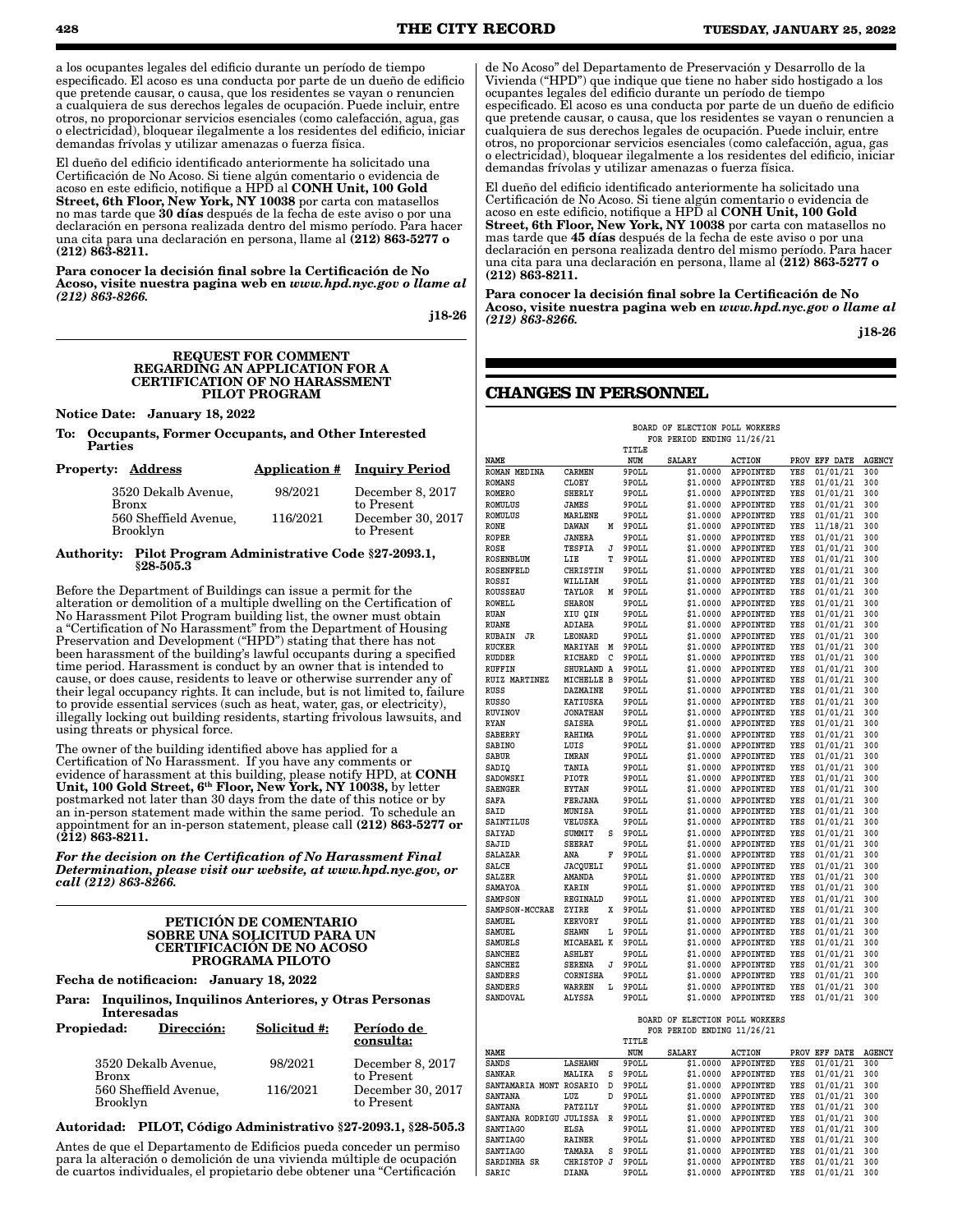a los ocupantes legales del edificio durante un período de tiempo especificado. El acoso es una conducta por parte de un dueño de edificio que pretende causar, o causa, que los residentes se vayan o renuncien a cualquiera de sus derechos legales de ocupación. Puede incluir, entre otros, no proporcionar servicios esenciales (como calefacción, agua, gas o electricidad), bloquear ilegalmente a los residentes del edificio, iniciar demandas frívolas y utilizar amenazas o fuerza física.

El dueño del edificio identificado anteriormente ha solicitado una Certificación de No Acoso. Si tiene algún comentario o evidencia de acoso en este edificio, notifique a HPD al **CONH Unit, 100 Gold Street, 6th Floor, New York, NY 10038** por carta con matasellos no mas tarde que **30 días** después de la fecha de este aviso o por una declaración en persona realizada dentro del mismo período. Para hacer una cita para una declaración en persona, llame al **(212) 863-5277 o (212) 863-8211.**

**Para conocer la decisión final sobre la Certificación de No Acoso, visite nuestra pagina web en *www.hpd.nyc.gov o llame al (212) 863-8266.***

j18-26

### REQUEST FOR COMMENT REGARDING AN APPLICATION FOR A CERTIFICATION OF NO HARASSMENT PILOT PROGRAM

**Notice Date: January 18, 2022**

**To: Occupants, Former Occupants, and Other Interested Parties**

| Property: Address | Application # | Inquiry Period |
|---|---|---|
| 3520 Dekalb Avenue, Bronx | 98/2021 | December 8, 2017 to Present |
| 560 Sheffield Avenue, Brooklyn | 116/2021 | December 30, 2017 to Present |

**Authority: Pilot Program Administrative Code §27-2093.1, §28-505.3**

Before the Department of Buildings can issue a permit for the alteration or demolition of a multiple dwelling on the Certification of No Harassment Pilot Program building list, the owner must obtain a "Certification of No Harassment" from the Department of Housing Preservation and Development ("HPD") stating that there has not been harassment of the building's lawful occupants during a specified time period. Harassment is conduct by an owner that is intended to cause, or does cause, residents to leave or otherwise surrender any of their legal occupancy rights. It can include, but is not limited to, failure to provide essential services (such as heat, water, gas, or electricity), illegally locking out building residents, starting frivolous lawsuits, and using threats or physical force.

The owner of the building identified above has applied for a Certification of No Harassment. If you have any comments or evidence of harassment at this building, please notify HPD, at **CONH Unit, 100 Gold Street, 6th Floor, New York, NY 10038,** by letter postmarked not later than 30 days from the date of this notice or by an in-person statement made within the same period. To schedule an appointment for an in-person statement, please call **(212) 863-5277 or (212) 863-8211.**

***For the decision on the Certification of No Harassment Final Determination, please visit our website, at www.hpd.nyc.gov, or call (212) 863-8266.***

### PETICIÓN DE COMENTARIO SOBRE UNA SOLICITUD PARA UN CERTIFICACIÓN DE NO ACOSO PROGRAMA PILOTO

**Fecha de notificacion: January 18, 2022**

**Para: Inquilinos, Inquilinos Anteriores, y Otras Personas Interesadas**

| Propiedad: Dirección: | Solicitud #: | Período de consulta: |
|---|---|---|
| 3520 Dekalb Avenue, Bronx | 98/2021 | December 8, 2017 to Present |
| 560 Sheffield Avenue, Brooklyn | 116/2021 | December 30, 2017 to Present |

**Autoridad: PILOT, Código Administrativo §27-2093.1, §28-505.3**

Antes de que el Departamento de Edificios pueda conceder un permiso para la alteración o demolición de una vivienda múltiple de ocupación de cuartos individuales, el propietario debe obtener una "Certificación de No Acoso" del Departamento de Preservación y Desarrollo de la Vivienda ("HPD") que indique que tiene no haber sido hostigado a los ocupantes legales del edificio durante un período de tiempo especificado. El acoso es una conducta por parte de un dueño de edificio que pretende causar, o causa, que los residentes se vayan o renuncien a cualquiera de sus derechos legales de ocupación. Puede incluir, entre otros, no proporcionar servicios esenciales (como calefacción, agua, gas o electricidad), bloquear ilegalmente a los residentes del edificio, iniciar demandas frívolas y utilizar amenazas o fuerza física.

El dueño del edificio identificado anteriormente ha solicitado una Certificación de No Acoso. Si tiene algún comentario o evidencia de acoso en este edificio, notifique a HPD al **CONH Unit, 100 Gold Street, 6th Floor, New York, NY 10038** por carta con matasellos no mas tarde que **45 días** después de la fecha de este aviso o por una declaración en persona realizada dentro del mismo período. Para hacer una cita para una declaración en persona, llame al **(212) 863-5277 o (212) 863-8211.**

**Para conocer la decisión final sobre la Certificación de No Acoso, visite nuestra pagina web en *www.hpd.nyc.gov o llame al (212) 863-8266.***

j18-26

## CHANGES IN PERSONNEL

BOARD OF ELECTION POLL WORKERS
FOR PERIOD ENDING 11/26/21

| NAME | | TITLE NUM | SALARY | ACTION | PROV | EFF DATE | AGENCY |
|---|---|---|---|---|---|---|---|
| ROMAN MEDINA | CARMEN | 9POLL | $1.0000 | APPOINTED | YES | 01/01/21 | 300 |
| ROMANS | CLOEY | 9POLL | $1.0000 | APPOINTED | YES | 01/01/21 | 300 |
| ROMERO | SHERLY | 9POLL | $1.0000 | APPOINTED | YES | 01/01/21 | 300 |
| ROMULUS | JAMES | 9POLL | $1.0000 | APPOINTED | YES | 01/01/21 | 300 |
| ROMULUS | MARLENE | 9POLL | $1.0000 | APPOINTED | YES | 01/01/21 | 300 |
| RONE | DAWAN M | 9POLL | $1.0000 | APPOINTED | YES | 11/18/21 | 300 |
| ROPER | JANERA | 9POLL | $1.0000 | APPOINTED | YES | 01/01/21 | 300 |
| ROSE | TESFIA J | 9POLL | $1.0000 | APPOINTED | YES | 01/01/21 | 300 |
| ROSENBLUM | LIE T | 9POLL | $1.0000 | APPOINTED | YES | 01/01/21 | 300 |
| ROSENFELD | CHRISTIN | 9POLL | $1.0000 | APPOINTED | YES | 01/01/21 | 300 |
| ROSSI | WILLIAM | 9POLL | $1.0000 | APPOINTED | YES | 01/01/21 | 300 |
| ROUSSEAU | TAYLOR M | 9POLL | $1.0000 | APPOINTED | YES | 01/01/21 | 300 |
| ROWELL | SHARON | 9POLL | $1.0000 | APPOINTED | YES | 01/01/21 | 300 |
| RUAN | XIU QIN | 9POLL | $1.0000 | APPOINTED | YES | 01/01/21 | 300 |
| RUANE | ADIAHA | 9POLL | $1.0000 | APPOINTED | YES | 01/01/21 | 300 |
| RUBAIN JR | LEONARD | 9POLL | $1.0000 | APPOINTED | YES | 01/01/21 | 300 |
| RUCKER | MARIYAH M | 9POLL | $1.0000 | APPOINTED | YES | 01/01/21 | 300 |
| RUDDER | RICHARD C | 9POLL | $1.0000 | APPOINTED | YES | 01/01/21 | 300 |
| RUFFIN | SHURLAND A | 9POLL | $1.0000 | APPOINTED | YES | 01/01/21 | 300 |
| RUIZ MARTINEZ | MICHELLE B | 9POLL | $1.0000 | APPOINTED | YES | 01/01/21 | 300 |
| RUSS | DAZMAINE | 9POLL | $1.0000 | APPOINTED | YES | 01/01/21 | 300 |
| RUSSO | KATIUSKA | 9POLL | $1.0000 | APPOINTED | YES | 01/01/21 | 300 |
| RUVINOV | JONATHAN | 9POLL | $1.0000 | APPOINTED | YES | 01/01/21 | 300 |
| RYAN | SAISHA | 9POLL | $1.0000 | APPOINTED | YES | 01/01/21 | 300 |
| SABERRY | RAHIMA | 9POLL | $1.0000 | APPOINTED | YES | 01/01/21 | 300 |
| SABINO | LUIS | 9POLL | $1.0000 | APPOINTED | YES | 01/01/21 | 300 |
| SABUR | IMRAN | 9POLL | $1.0000 | APPOINTED | YES | 01/01/21 | 300 |
| SADIQ | TANIA | 9POLL | $1.0000 | APPOINTED | YES | 01/01/21 | 300 |
| SADOWSKI | PIOTR | 9POLL | $1.0000 | APPOINTED | YES | 01/01/21 | 300 |
| SAENGER | EYTAN | 9POLL | $1.0000 | APPOINTED | YES | 01/01/21 | 300 |
| SAFA | FERJANA | 9POLL | $1.0000 | APPOINTED | YES | 01/01/21 | 300 |
| SAID | MUNISA | 9POLL | $1.0000 | APPOINTED | YES | 01/01/21 | 300 |
| SAINTILUS | VELUSKA | 9POLL | $1.0000 | APPOINTED | YES | 01/01/21 | 300 |
| SAIYAD | SUMMIT S | 9POLL | $1.0000 | APPOINTED | YES | 01/01/21 | 300 |
| SAJID | SEERAT | 9POLL | $1.0000 | APPOINTED | YES | 01/01/21 | 300 |
| SALAZAR | ANA F | 9POLL | $1.0000 | APPOINTED | YES | 01/01/21 | 300 |
| SALCE | JACQUELI | 9POLL | $1.0000 | APPOINTED | YES | 01/01/21 | 300 |
| SALZER | AMANDA | 9POLL | $1.0000 | APPOINTED | YES | 01/01/21 | 300 |
| SAMAYOA | KARIN | 9POLL | $1.0000 | APPOINTED | YES | 01/01/21 | 300 |
| SAMPSON | REGINALD | 9POLL | $1.0000 | APPOINTED | YES | 01/01/21 | 300 |
| SAMPSON-MCCRAE | ZYIRE X | 9POLL | $1.0000 | APPOINTED | YES | 01/01/21 | 300 |
| SAMUEL | KERVORY | 9POLL | $1.0000 | APPOINTED | YES | 01/01/21 | 300 |
| SAMUEL | SHAWN L | 9POLL | $1.0000 | APPOINTED | YES | 01/01/21 | 300 |
| SAMUELS | MICAHAEL K | 9POLL | $1.0000 | APPOINTED | YES | 01/01/21 | 300 |
| SANCHEZ | ASHLEY | 9POLL | $1.0000 | APPOINTED | YES | 01/01/21 | 300 |
| SANCHEZ | SERENA J | 9POLL | $1.0000 | APPOINTED | YES | 01/01/21 | 300 |
| SANDERS | CORNISHA | 9POLL | $1.0000 | APPOINTED | YES | 01/01/21 | 300 |
| SANDERS | WARREN L | 9POLL | $1.0000 | APPOINTED | YES | 01/01/21 | 300 |
| SANDOVAL | ALYSSA | 9POLL | $1.0000 | APPOINTED | YES | 01/01/21 | 300 |

BOARD OF ELECTION POLL WORKERS
FOR PERIOD ENDING 11/26/21

| NAME | | TITLE NUM | SALARY | ACTION | PROV | EFF DATE | AGENCY |
|---|---|---|---|---|---|---|---|
| SANDS | LASHAWN | 9POLL | $1.0000 | APPOINTED | YES | 01/01/21 | 300 |
| SANKAR | MALIKA S | 9POLL | $1.0000 | APPOINTED | YES | 01/01/21 | 300 |
| SANTAMARIA MONT | ROSARIO D | 9POLL | $1.0000 | APPOINTED | YES | 01/01/21 | 300 |
| SANTANA | LUZ D | 9POLL | $1.0000 | APPOINTED | YES | 01/01/21 | 300 |
| SANTANA | PATZILY | 9POLL | $1.0000 | APPOINTED | YES | 01/01/21 | 300 |
| SANTANA RODRIGU | JULISSA R | 9POLL | $1.0000 | APPOINTED | YES | 01/01/21 | 300 |
| SANTIAGO | ELSA | 9POLL | $1.0000 | APPOINTED | YES | 01/01/21 | 300 |
| SANTIAGO | RAINER | 9POLL | $1.0000 | APPOINTED | YES | 01/01/21 | 300 |
| SANTIAGO | TAMARA S | 9POLL | $1.0000 | APPOINTED | YES | 01/01/21 | 300 |
| SARDINHA SR | CHRISTOP J | 9POLL | $1.0000 | APPOINTED | YES | 01/01/21 | 300 |
| SARIC | DIANA | 9POLL | $1.0000 | APPOINTED | YES | 01/01/21 | 300 |